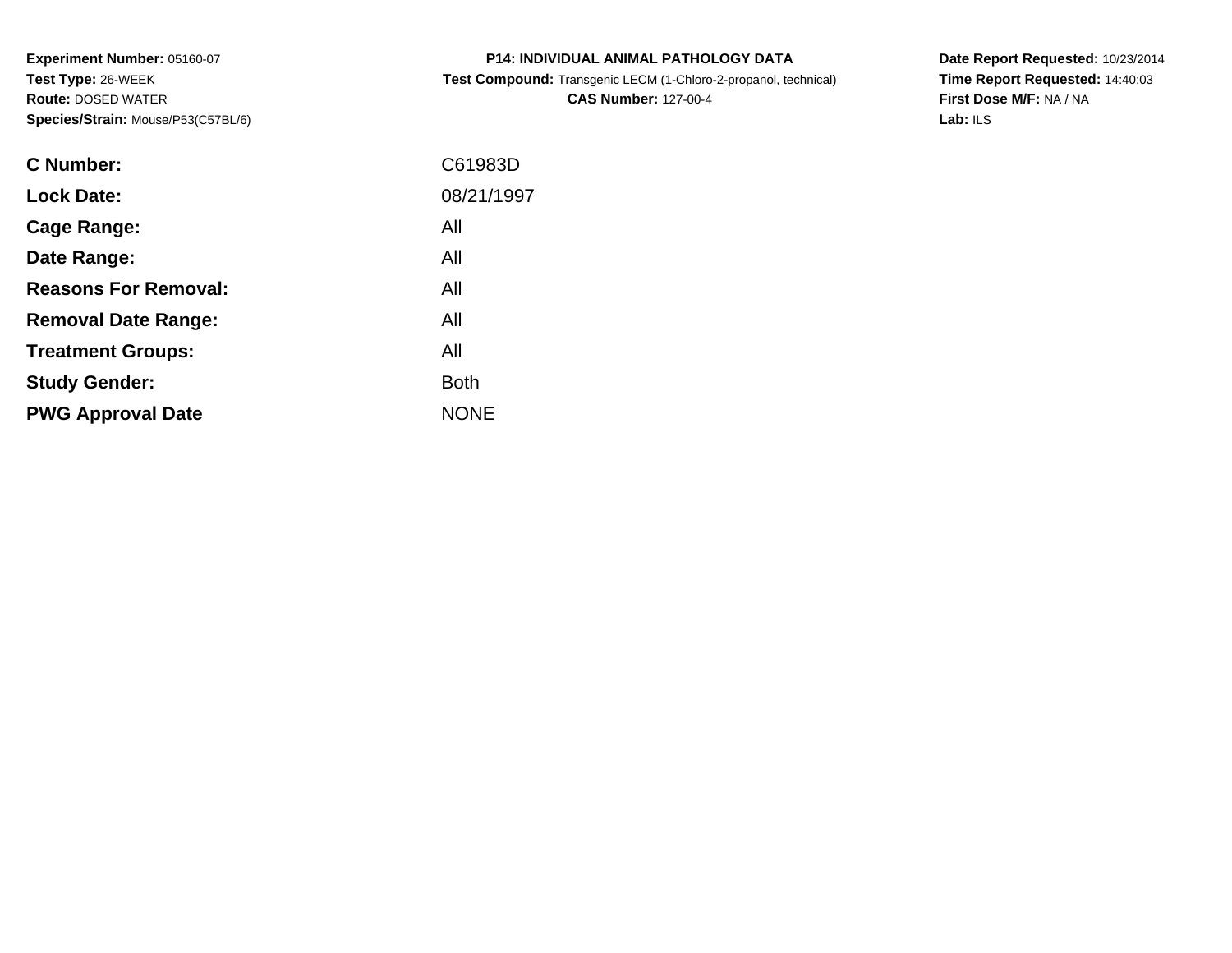**Experiment Number:** 05160-07
**Test Type:** 26-WEEK
**Route:** DOSED WATER
**Species/Strain:** Mouse/P53(C57BL/6)

**P14: INDIVIDUAL ANIMAL PATHOLOGY DATA**
**Test Compound:** Transgenic LECM (1-Chloro-2-propanol, technical)
**CAS Number:** 127-00-4

**Date Report Requested:** 10/23/2014
**Time Report Requested:** 14:40:03
**First Dose M/F:** NA / NA
**Lab:** ILS

| | |
|---|---|
| **C Number:** | C61983D |
| **Lock Date:** | 08/21/1997 |
| **Cage Range:** | All |
| **Date Range:** | All |
| **Reasons For Removal:** | All |
| **Removal Date Range:** | All |
| **Treatment Groups:** | All |
| **Study Gender:** | Both |
| **PWG Approval Date** | NONE |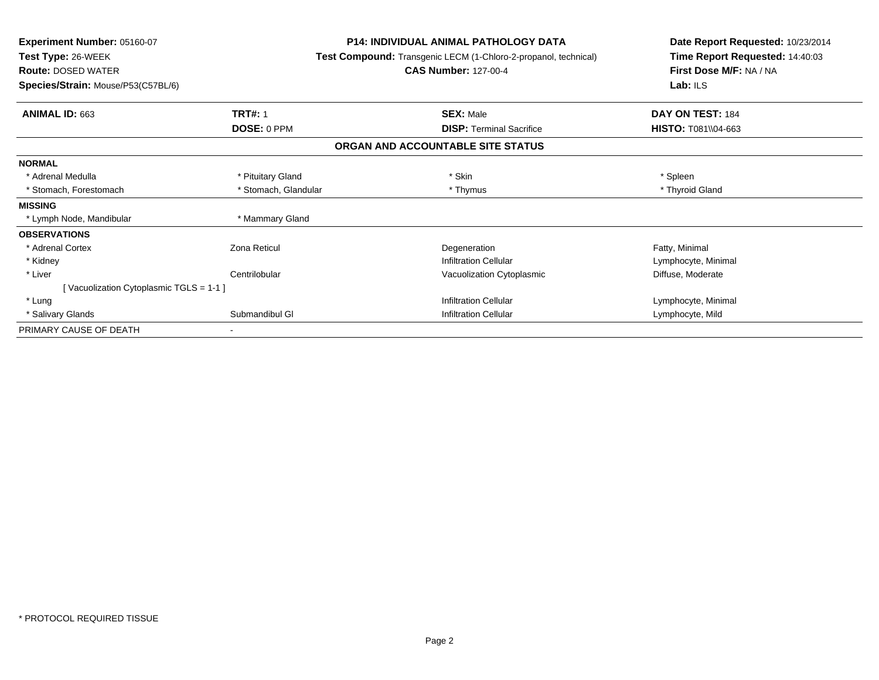**Experiment Number:** 05160-07
**Test Type:** 26-WEEK
**Route:** DOSED WATER
**Species/Strain:** Mouse/P53(C57BL/6)

**P14: INDIVIDUAL ANIMAL PATHOLOGY DATA**
**Test Compound:** Transgenic LECM (1-Chloro-2-propanol, technical)
**CAS Number:** 127-00-4

**Date Report Requested:** 10/23/2014
**Time Report Requested:** 14:40:03
**First Dose M/F:** NA / NA
**Lab:** ILS

| | | | |
|---|---|---|---|
| **ANIMAL ID:** 663 | **TRT#:** 1 | **SEX:** Male | **DAY ON TEST:** 184 |
| | **DOSE:** 0 PPM | **DISP:** Terminal Sacrifice | **HISTO:** T081\\04-663 |

## ORGAN AND ACCOUNTABLE SITE STATUS

| | | | |
|---|---|---|---|
| **NORMAL** | | | |
| * Adrenal Medulla | * Pituitary Gland | * Skin | * Spleen |
| * Stomach, Forestomach | * Stomach, Glandular | * Thymus | * Thyroid Gland |
| **MISSING** | | | |
| * Lymph Node, Mandibular | * Mammary Gland | | |
| **OBSERVATIONS** | | | |
| * Adrenal Cortex | Zona Reticul | Degeneration | Fatty, Minimal |
| * Kidney | | Infiltration Cellular | Lymphocyte, Minimal |
| * Liver | Centrilobular | Vacuolization Cytoplasmic | Diffuse, Moderate |
| [ Vacuolization Cytoplasmic TGLS = 1-1 ] | | | |
| * Lung | | Infiltration Cellular | Lymphocyte, Minimal |
| * Salivary Glands | Submandibul Gl | Infiltration Cellular | Lymphocyte, Mild |
| PRIMARY CAUSE OF DEATH | - | | |

* PROTOCOL REQUIRED TISSUE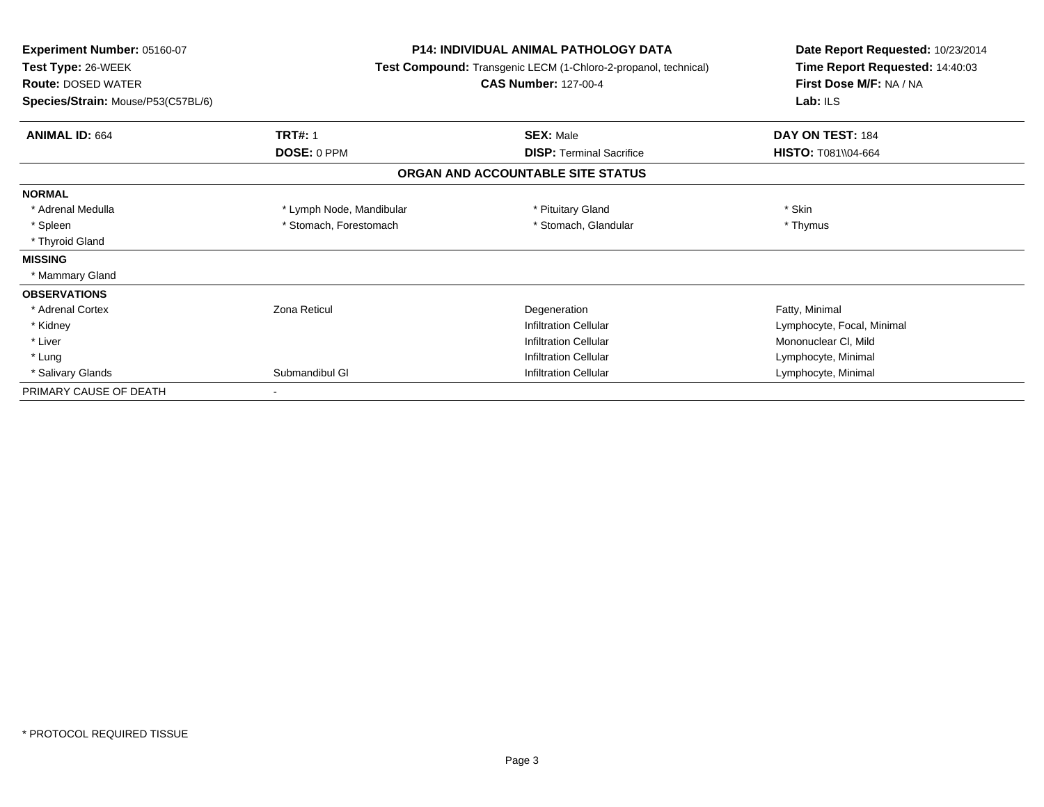**Experiment Number:** 05160-07
**Test Type:** 26-WEEK
**Route:** DOSED WATER
**Species/Strain:** Mouse/P53(C57BL/6)

**P14: INDIVIDUAL ANIMAL PATHOLOGY DATA**
**Test Compound:** Transgenic LECM (1-Chloro-2-propanol, technical)
**CAS Number:** 127-00-4

**Date Report Requested:** 10/23/2014
**Time Report Requested:** 14:40:03
**First Dose M/F:** NA / NA
**Lab:** ILS

| **ANIMAL ID:** 664 | **TRT#:** 1 | **SEX:** Male | **DAY ON TEST:** 184 |
|---|---|---|---|
| | **DOSE:** 0 PPM | **DISP:** Terminal Sacrifice | **HISTO:** T081\\04-664 |

## ORGAN AND ACCOUNTABLE SITE STATUS

| | | | |
|---|---|---|---|
| **NORMAL** | | | |
| * Adrenal Medulla | * Lymph Node, Mandibular | * Pituitary Gland | * Skin |
| * Spleen | * Stomach, Forestomach | * Stomach, Glandular | * Thymus |
| * Thyroid Gland | | | |
| **MISSING** | | | |
| * Mammary Gland | | | |
| **OBSERVATIONS** | | | |
| * Adrenal Cortex | Zona Reticul | Degeneration | Fatty, Minimal |
| * Kidney | | Infiltration Cellular | Lymphocyte, Focal, Minimal |
| * Liver | | Infiltration Cellular | Mononuclear Cl, Mild |
| * Lung | | Infiltration Cellular | Lymphocyte, Minimal |
| * Salivary Glands | Submandibul Gl | Infiltration Cellular | Lymphocyte, Minimal |
| PRIMARY CAUSE OF DEATH | - | | |

* PROTOCOL REQUIRED TISSUE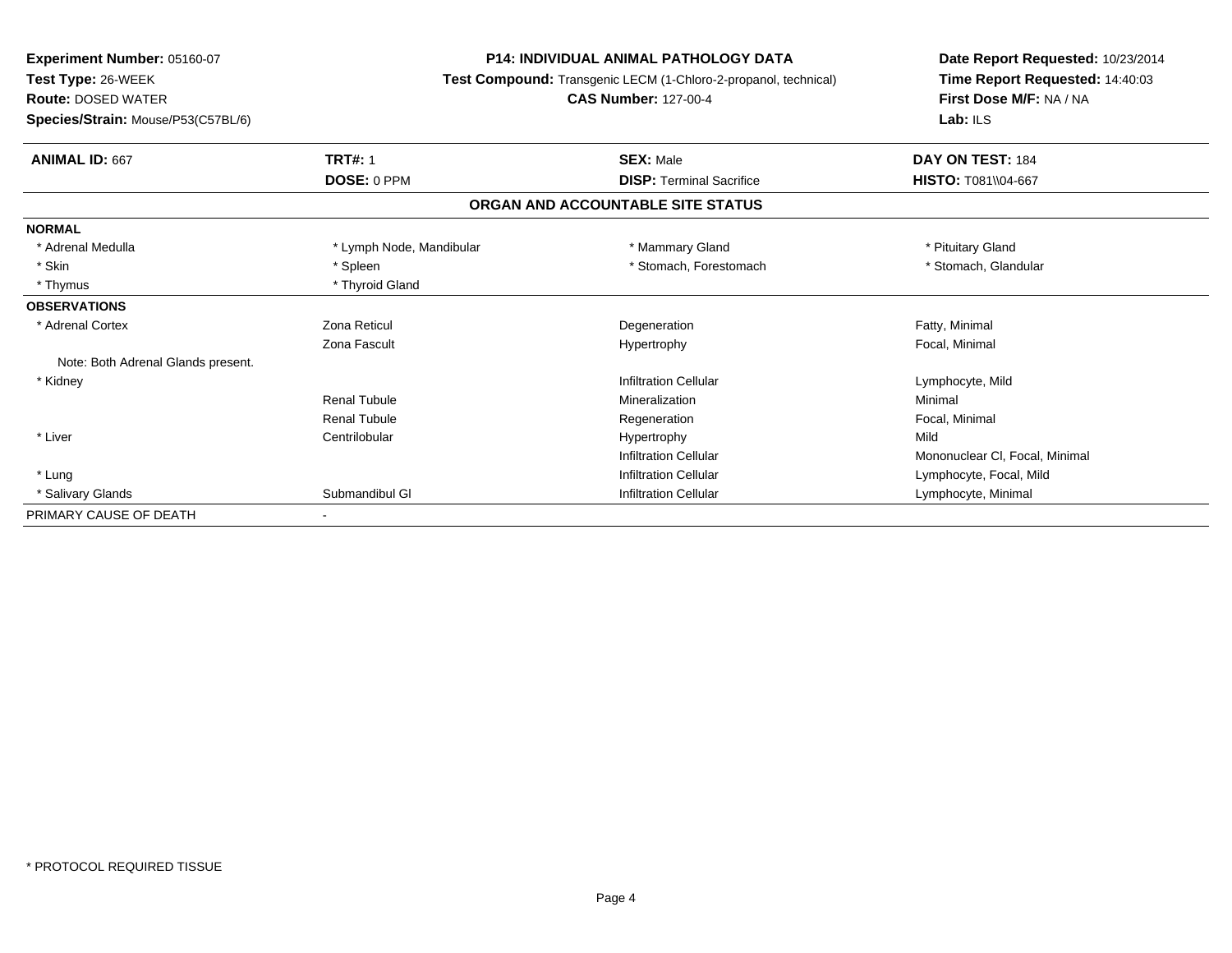**Experiment Number:** 05160-07
**Test Type:** 26-WEEK
**Route:** DOSED WATER
**Species/Strain:** Mouse/P53(C57BL/6)

**P14: INDIVIDUAL ANIMAL PATHOLOGY DATA**
**Test Compound:** Transgenic LECM (1-Chloro-2-propanol, technical)
**CAS Number:** 127-00-4

**Date Report Requested:** 10/23/2014
**Time Report Requested:** 14:40:03
**First Dose M/F:** NA / NA
**Lab:** ILS

| | | | |
|---|---|---|---|
| **ANIMAL ID:** 667 | **TRT#:** 1 | **SEX:** Male | **DAY ON TEST:** 184 |
| | **DOSE:** 0 PPM | **DISP:** Terminal Sacrifice | **HISTO:** T081\\04-667 |

## ORGAN AND ACCOUNTABLE SITE STATUS

| | | | |
|---|---|---|---|
| **NORMAL** | | | |
| * Adrenal Medulla | * Lymph Node, Mandibular | * Mammary Gland | * Pituitary Gland |
| * Skin | * Spleen | * Stomach, Forestomach | * Stomach, Glandular |
| * Thymus | * Thyroid Gland | | |
| **OBSERVATIONS** | | | |
| * Adrenal Cortex | Zona Reticul | Degeneration | Fatty, Minimal |
| | Zona Fascult | Hypertrophy | Focal, Minimal |
| Note: Both Adrenal Glands present. | | | |
| * Kidney | | Infiltration Cellular | Lymphocyte, Mild |
| | Renal Tubule | Mineralization | Minimal |
| | Renal Tubule | Regeneration | Focal, Minimal |
| * Liver | Centrilobular | Hypertrophy | Mild |
| | | Infiltration Cellular | Mononuclear Cl, Focal, Minimal |
| * Lung | | Infiltration Cellular | Lymphocyte, Focal, Mild |
| * Salivary Glands | Submandibul Gl | Infiltration Cellular | Lymphocyte, Minimal |
| PRIMARY CAUSE OF DEATH | - | | |

* PROTOCOL REQUIRED TISSUE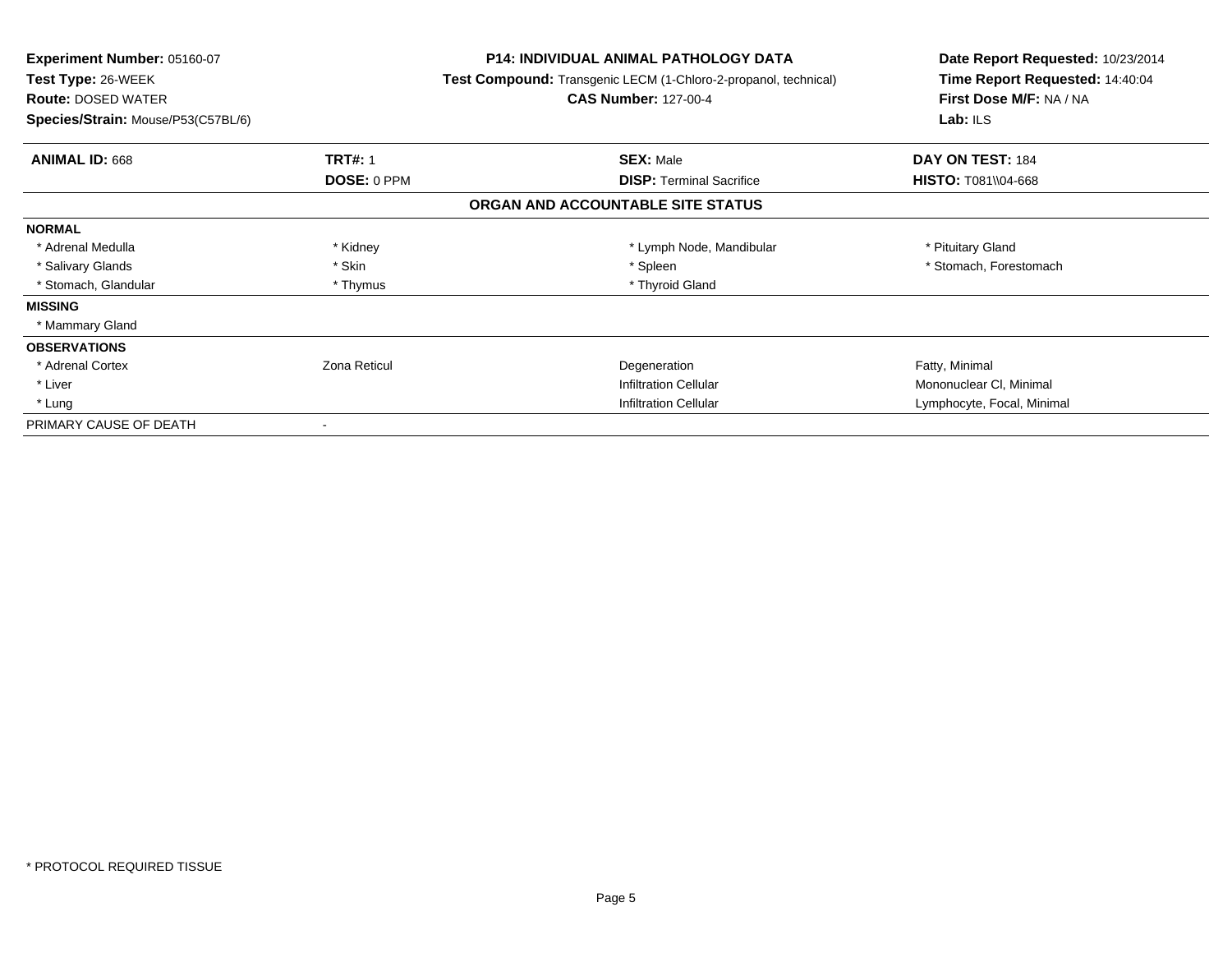**Experiment Number:** 05160-07
**Test Type:** 26-WEEK
**Route:** DOSED WATER
**Species/Strain:** Mouse/P53(C57BL/6)

**P14: INDIVIDUAL ANIMAL PATHOLOGY DATA**
**Test Compound:** Transgenic LECM (1-Chloro-2-propanol, technical)
**CAS Number:** 127-00-4

**Date Report Requested:** 10/23/2014
**Time Report Requested:** 14:40:04
**First Dose M/F:** NA / NA
**Lab:** ILS

| **ANIMAL ID:** 668 | **TRT#:** 1 | **SEX:** Male | **DAY ON TEST:** 184 |
|---|---|---|---|
| | **DOSE:** 0 PPM | **DISP:** Terminal Sacrifice | **HISTO:** T081\\04-668 |

**ORGAN AND ACCOUNTABLE SITE STATUS**

| | | | |
|---|---|---|---|
| **NORMAL** | | | |
| * Adrenal Medulla | * Kidney | * Lymph Node, Mandibular | * Pituitary Gland |
| * Salivary Glands | * Skin | * Spleen | * Stomach, Forestomach |
| * Stomach, Glandular | * Thymus | * Thyroid Gland | |
| **MISSING** | | | |
| * Mammary Gland | | | |
| **OBSERVATIONS** | | | |
| * Adrenal Cortex | Zona Reticul | Degeneration | Fatty, Minimal |
| * Liver | | Infiltration Cellular | Mononuclear Cl, Minimal |
| * Lung | | Infiltration Cellular | Lymphocyte, Focal, Minimal |
| PRIMARY CAUSE OF DEATH | - | | |

* PROTOCOL REQUIRED TISSUE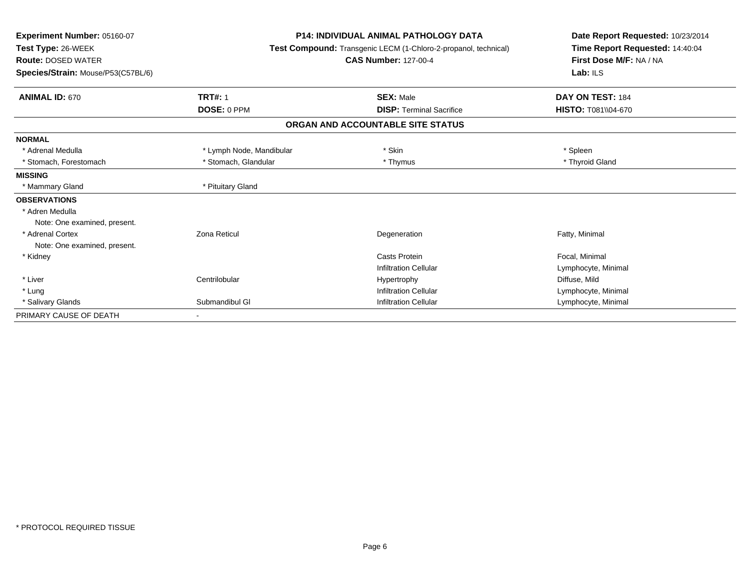**Experiment Number:** 05160-07
**Test Type:** 26-WEEK
**Route:** DOSED WATER
**Species/Strain:** Mouse/P53(C57BL/6)

**P14: INDIVIDUAL ANIMAL PATHOLOGY DATA**
**Test Compound:** Transgenic LECM (1-Chloro-2-propanol, technical)
**CAS Number:** 127-00-4

**Date Report Requested:** 10/23/2014
**Time Report Requested:** 14:40:04
**First Dose M/F:** NA / NA
**Lab:** ILS

| | | | |
|---|---|---|---|
| **ANIMAL ID:** 670 | **TRT#:** 1 | **SEX:** Male | **DAY ON TEST:** 184 |
| | **DOSE:** 0 PPM | **DISP:** Terminal Sacrifice | **HISTO:** T081\\04-670 |

## ORGAN AND ACCOUNTABLE SITE STATUS

| | | | |
|---|---|---|---|
| **NORMAL** | | | |
| * Adrenal Medulla | * Lymph Node, Mandibular | * Skin | * Spleen |
| * Stomach, Forestomach | * Stomach, Glandular | * Thymus | * Thyroid Gland |
| **MISSING** | | | |
| * Mammary Gland | * Pituitary Gland | | |
| **OBSERVATIONS** | | | |
| * Adren Medulla | | | |
| Note: One examined, present. | | | |
| * Adrenal Cortex | Zona Reticul | Degeneration | Fatty, Minimal |
| Note: One examined, present. | | | |
| * Kidney | | Casts Protein | Focal, Minimal |
| | | Infiltration Cellular | Lymphocyte, Minimal |
| * Liver | Centrilobular | Hypertrophy | Diffuse, Mild |
| * Lung | | Infiltration Cellular | Lymphocyte, Minimal |
| * Salivary Glands | Submandibul Gl | Infiltration Cellular | Lymphocyte, Minimal |
| PRIMARY CAUSE OF DEATH | - | | |

* PROTOCOL REQUIRED TISSUE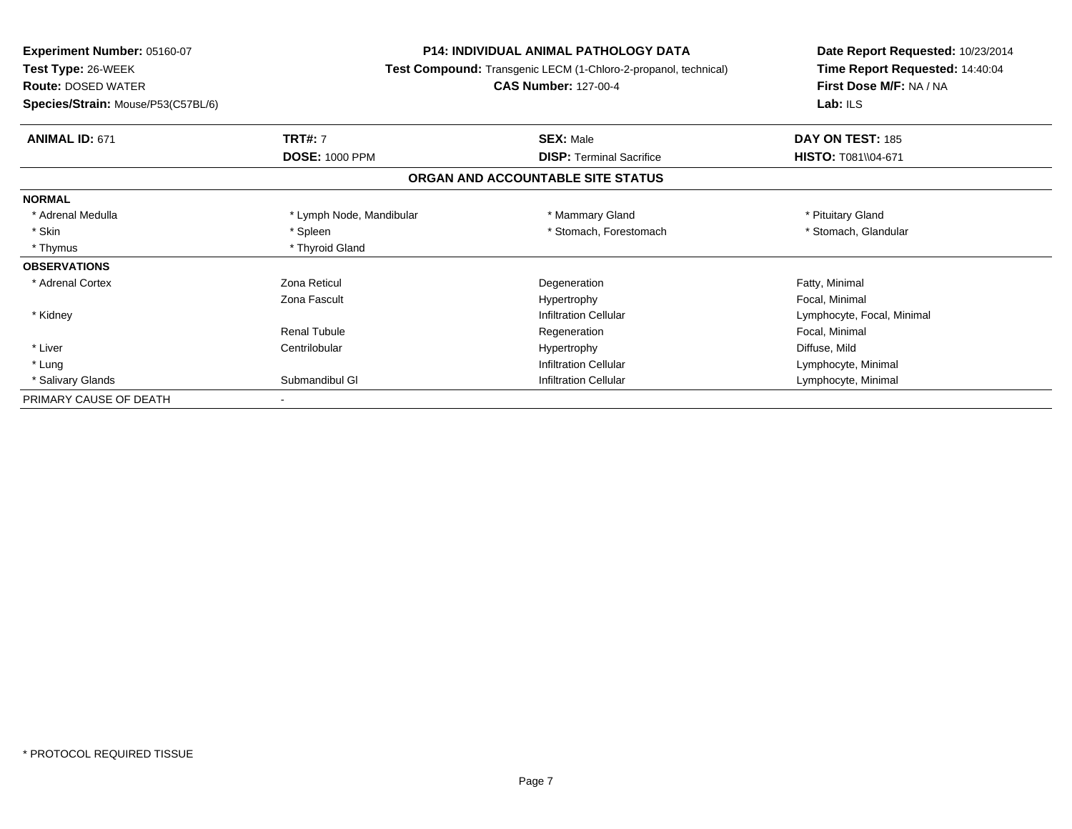**Experiment Number:** 05160-07
**Test Type:** 26-WEEK
**Route:** DOSED WATER
**Species/Strain:** Mouse/P53(C57BL/6)

**P14: INDIVIDUAL ANIMAL PATHOLOGY DATA**
**Test Compound:** Transgenic LECM (1-Chloro-2-propanol, technical)
**CAS Number:** 127-00-4

**Date Report Requested:** 10/23/2014
**Time Report Requested:** 14:40:04
**First Dose M/F:** NA / NA
**Lab:** ILS

| | | | |
|---|---|---|---|
| **ANIMAL ID:** 671 | **TRT#:** 7 | **SEX:** Male | **DAY ON TEST:** 185 |
| | **DOSE:** 1000 PPM | **DISP:** Terminal Sacrifice | **HISTO:** T081\\04-671 |

## ORGAN AND ACCOUNTABLE SITE STATUS

| | | | |
|---|---|---|---|
| **NORMAL** | | | |
| * Adrenal Medulla | * Lymph Node, Mandibular | * Mammary Gland | * Pituitary Gland |
| * Skin | * Spleen | * Stomach, Forestomach | * Stomach, Glandular |
| * Thymus | * Thyroid Gland | | |
| **OBSERVATIONS** | | | |
| * Adrenal Cortex | Zona Reticul | Degeneration | Fatty, Minimal |
| | Zona Fascult | Hypertrophy | Focal, Minimal |
| * Kidney | | Infiltration Cellular | Lymphocyte, Focal, Minimal |
| | Renal Tubule | Regeneration | Focal, Minimal |
| * Liver | Centrilobular | Hypertrophy | Diffuse, Mild |
| * Lung | | Infiltration Cellular | Lymphocyte, Minimal |
| * Salivary Glands | Submandibul Gl | Infiltration Cellular | Lymphocyte, Minimal |
| PRIMARY CAUSE OF DEATH | - | | |

* PROTOCOL REQUIRED TISSUE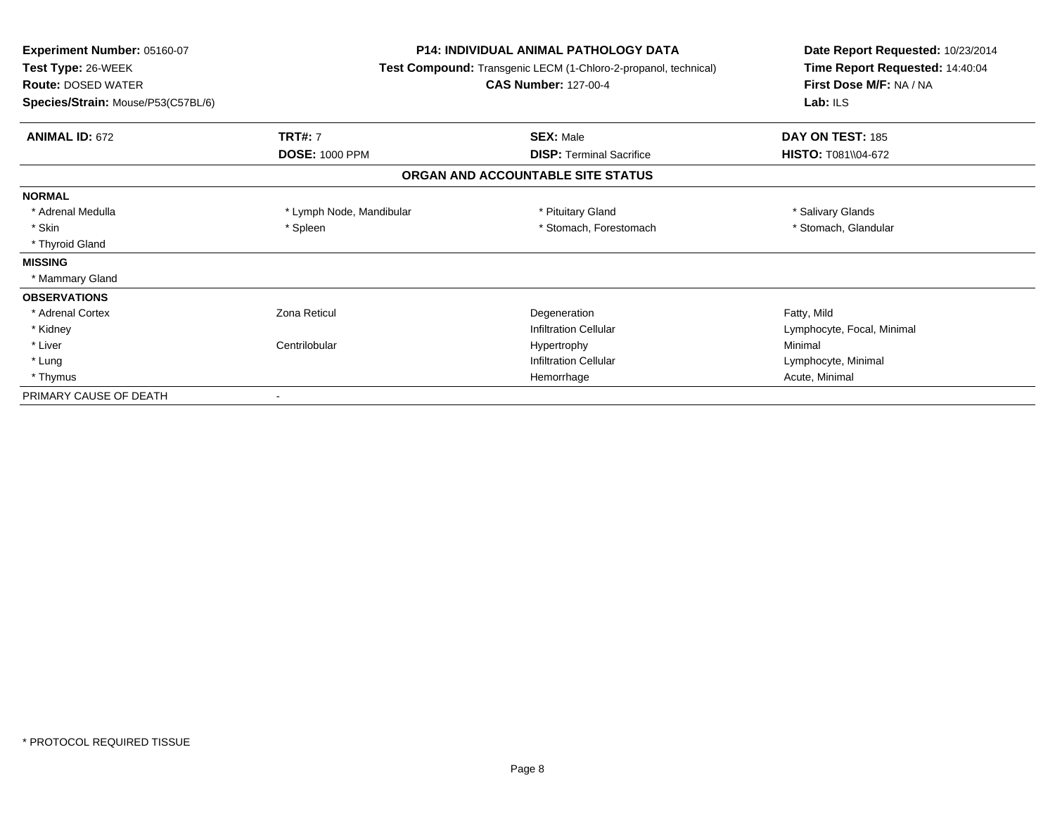**Experiment Number:** 05160-07
**Test Type:** 26-WEEK
**Route:** DOSED WATER
**Species/Strain:** Mouse/P53(C57BL/6)

**P14: INDIVIDUAL ANIMAL PATHOLOGY DATA**
**Test Compound:** Transgenic LECM (1-Chloro-2-propanol, technical)
**CAS Number:** 127-00-4

**Date Report Requested:** 10/23/2014
**Time Report Requested:** 14:40:04
**First Dose M/F:** NA / NA
**Lab:** ILS

| | | | |
|---|---|---|---|
| **ANIMAL ID:** 672 | **TRT#:** 7 | **SEX:** Male | **DAY ON TEST:** 185 |
| | **DOSE:** 1000 PPM | **DISP:** Terminal Sacrifice | **HISTO:** T081\\04-672 |

**ORGAN AND ACCOUNTABLE SITE STATUS**

| | | | |
|---|---|---|---|
| **NORMAL** | | | |
| * Adrenal Medulla | * Lymph Node, Mandibular | * Pituitary Gland | * Salivary Glands |
| * Skin | * Spleen | * Stomach, Forestomach | * Stomach, Glandular |
| * Thyroid Gland | | | |
| **MISSING** | | | |
| * Mammary Gland | | | |
| **OBSERVATIONS** | | | |
| * Adrenal Cortex | Zona Reticul | Degeneration | Fatty, Mild |
| * Kidney | | Infiltration Cellular | Lymphocyte, Focal, Minimal |
| * Liver | Centrilobular | Hypertrophy | Minimal |
| * Lung | | Infiltration Cellular | Lymphocyte, Minimal |
| * Thymus | | Hemorrhage | Acute, Minimal |
| PRIMARY CAUSE OF DEATH | - | | |

* PROTOCOL REQUIRED TISSUE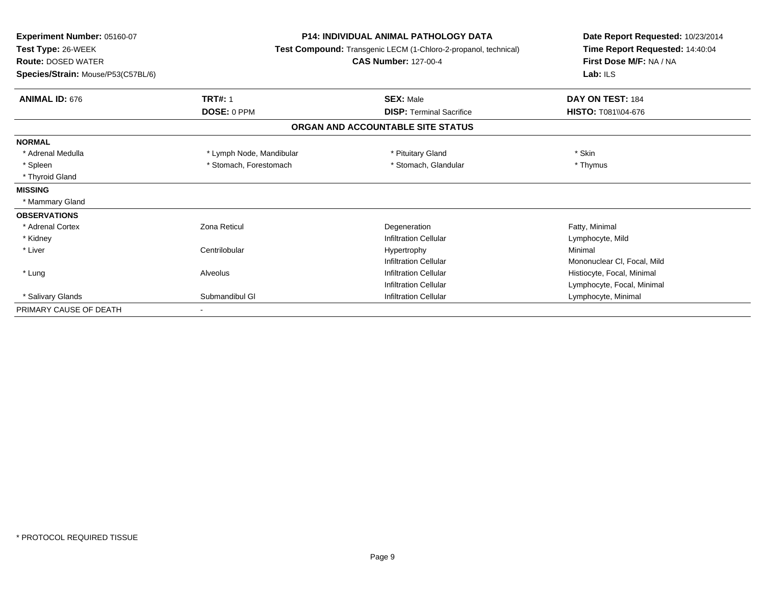**Experiment Number:** 05160-07
**Test Type:** 26-WEEK
**Route:** DOSED WATER
**Species/Strain:** Mouse/P53(C57BL/6)

**P14: INDIVIDUAL ANIMAL PATHOLOGY DATA**
**Test Compound:** Transgenic LECM (1-Chloro-2-propanol, technical)
**CAS Number:** 127-00-4

**Date Report Requested:** 10/23/2014
**Time Report Requested:** 14:40:04
**First Dose M/F:** NA / NA
**Lab:** ILS

| | | | |
|---|---|---|---|
| **ANIMAL ID:** 676 | **TRT#:** 1 | **SEX:** Male | **DAY ON TEST:** 184 |
| | **DOSE:** 0 PPM | **DISP:** Terminal Sacrifice | **HISTO:** T081\\04-676 |

## ORGAN AND ACCOUNTABLE SITE STATUS

| | | | |
|---|---|---|---|
| **NORMAL** | | | |
| * Adrenal Medulla | * Lymph Node, Mandibular | * Pituitary Gland | * Skin |
| * Spleen | * Stomach, Forestomach | * Stomach, Glandular | * Thymus |
| * Thyroid Gland | | | |
| **MISSING** | | | |
| * Mammary Gland | | | |
| **OBSERVATIONS** | | | |
| * Adrenal Cortex | Zona Reticul | Degeneration | Fatty, Minimal |
| * Kidney | | Infiltration Cellular | Lymphocyte, Mild |
| * Liver | Centrilobular | Hypertrophy | Minimal |
| | | Infiltration Cellular | Mononuclear Cl, Focal, Mild |
| * Lung | Alveolus | Infiltration Cellular | Histiocyte, Focal, Minimal |
| | | Infiltration Cellular | Lymphocyte, Focal, Minimal |
| * Salivary Glands | Submandibul Gl | Infiltration Cellular | Lymphocyte, Minimal |
| PRIMARY CAUSE OF DEATH | - | | |

* PROTOCOL REQUIRED TISSUE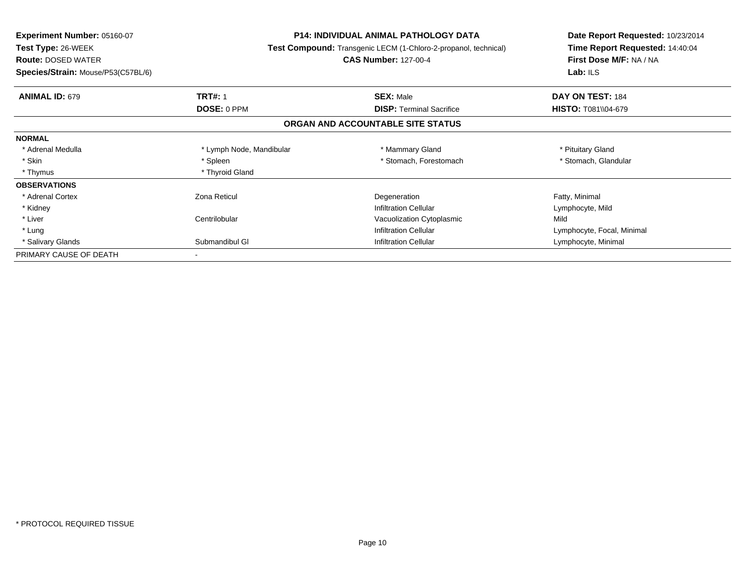**Experiment Number:** 05160-07
**Test Type:** 26-WEEK
**Route:** DOSED WATER
**Species/Strain:** Mouse/P53(C57BL/6)

**P14: INDIVIDUAL ANIMAL PATHOLOGY DATA**
**Test Compound:** Transgenic LECM (1-Chloro-2-propanol, technical)
**CAS Number:** 127-00-4

**Date Report Requested:** 10/23/2014
**Time Report Requested:** 14:40:04
**First Dose M/F:** NA / NA
**Lab:** ILS

| | | | |
|---|---|---|---|
| **ANIMAL ID:** 679 | **TRT#:** 1 | **SEX:** Male | **DAY ON TEST:** 184 |
| | **DOSE:** 0 PPM | **DISP:** Terminal Sacrifice | **HISTO:** T081\\04-679 |

## ORGAN AND ACCOUNTABLE SITE STATUS

| | | | |
|---|---|---|---|
| **NORMAL** | | | |
| * Adrenal Medulla | * Lymph Node, Mandibular | * Mammary Gland | * Pituitary Gland |
| * Skin | * Spleen | * Stomach, Forestomach | * Stomach, Glandular |
| * Thymus | * Thyroid Gland | | |
| **OBSERVATIONS** | | | |
| * Adrenal Cortex | Zona Reticul | Degeneration | Fatty, Minimal |
| * Kidney | | Infiltration Cellular | Lymphocyte, Mild |
| * Liver | Centrilobular | Vacuolization Cytoplasmic | Mild |
| * Lung | | Infiltration Cellular | Lymphocyte, Focal, Minimal |
| * Salivary Glands | Submandibul Gl | Infiltration Cellular | Lymphocyte, Minimal |
| PRIMARY CAUSE OF DEATH | - | | |

* PROTOCOL REQUIRED TISSUE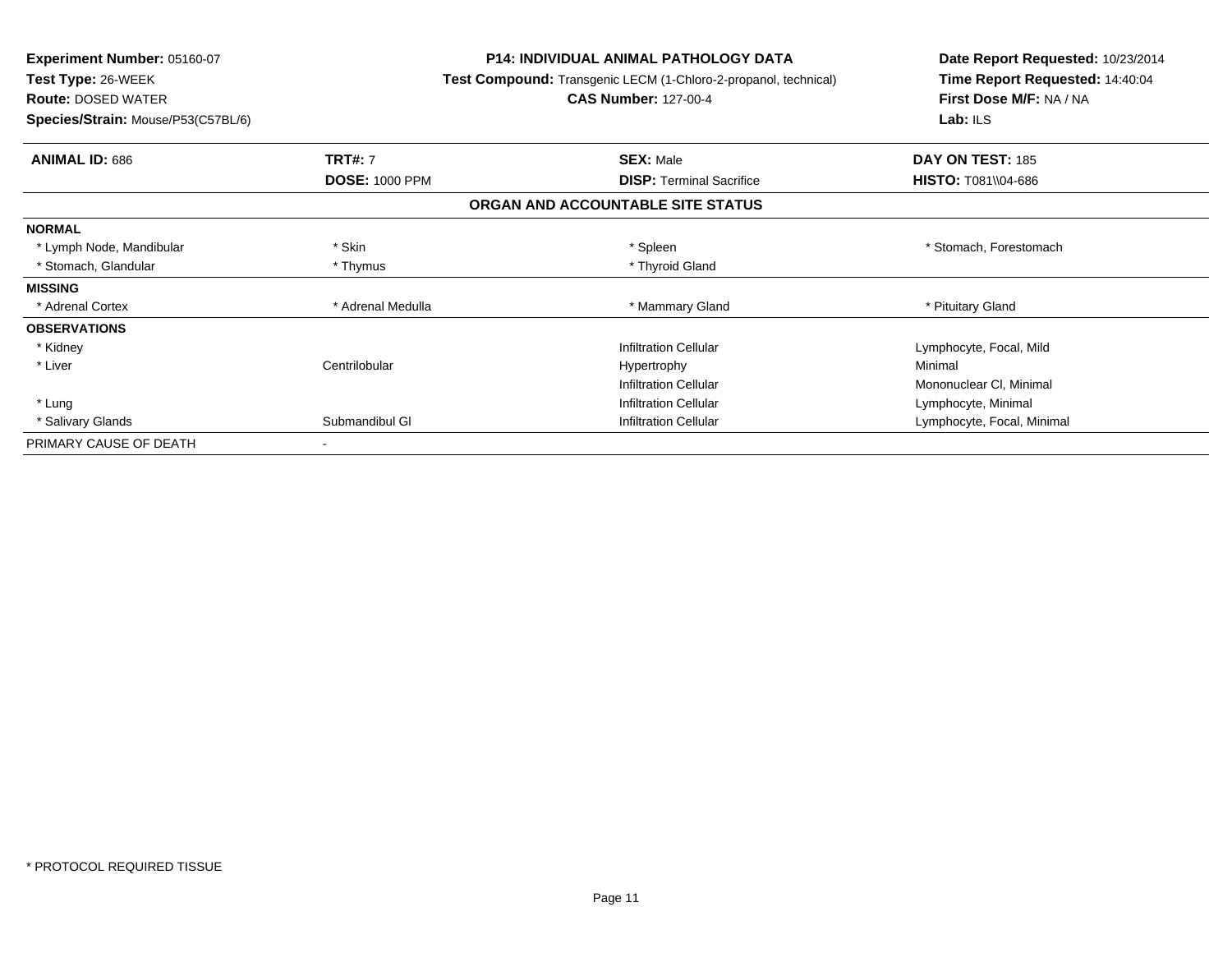**Experiment Number:** 05160-07
**Test Type:** 26-WEEK
**Route:** DOSED WATER
**Species/Strain:** Mouse/P53(C57BL/6)

**P14: INDIVIDUAL ANIMAL PATHOLOGY DATA**
**Test Compound:** Transgenic LECM (1-Chloro-2-propanol, technical)
**CAS Number:** 127-00-4

**Date Report Requested:** 10/23/2014
**Time Report Requested:** 14:40:04
**First Dose M/F:** NA / NA
**Lab:** ILS

| | | | |
|---|---|---|---|
| **ANIMAL ID:** 686 | **TRT#:** 7 | **SEX:** Male | **DAY ON TEST:** 185 |
| | **DOSE:** 1000 PPM | **DISP:** Terminal Sacrifice | **HISTO:** T081\\04-686 |

## ORGAN AND ACCOUNTABLE SITE STATUS

| | | | |
|---|---|---|---|
| **NORMAL** | | | |
| * Lymph Node, Mandibular | * Skin | * Spleen | * Stomach, Forestomach |
| * Stomach, Glandular | * Thymus | * Thyroid Gland | |
| **MISSING** | | | |
| * Adrenal Cortex | * Adrenal Medulla | * Mammary Gland | * Pituitary Gland |
| **OBSERVATIONS** | | | |
| * Kidney | | Infiltration Cellular | Lymphocyte, Focal, Mild |
| * Liver | Centrilobular | Hypertrophy | Minimal |
| | | Infiltration Cellular | Mononuclear Cl, Minimal |
| * Lung | | Infiltration Cellular | Lymphocyte, Minimal |
| * Salivary Glands | Submandibul Gl | Infiltration Cellular | Lymphocyte, Focal, Minimal |
| PRIMARY CAUSE OF DEATH | - | | |

* PROTOCOL REQUIRED TISSUE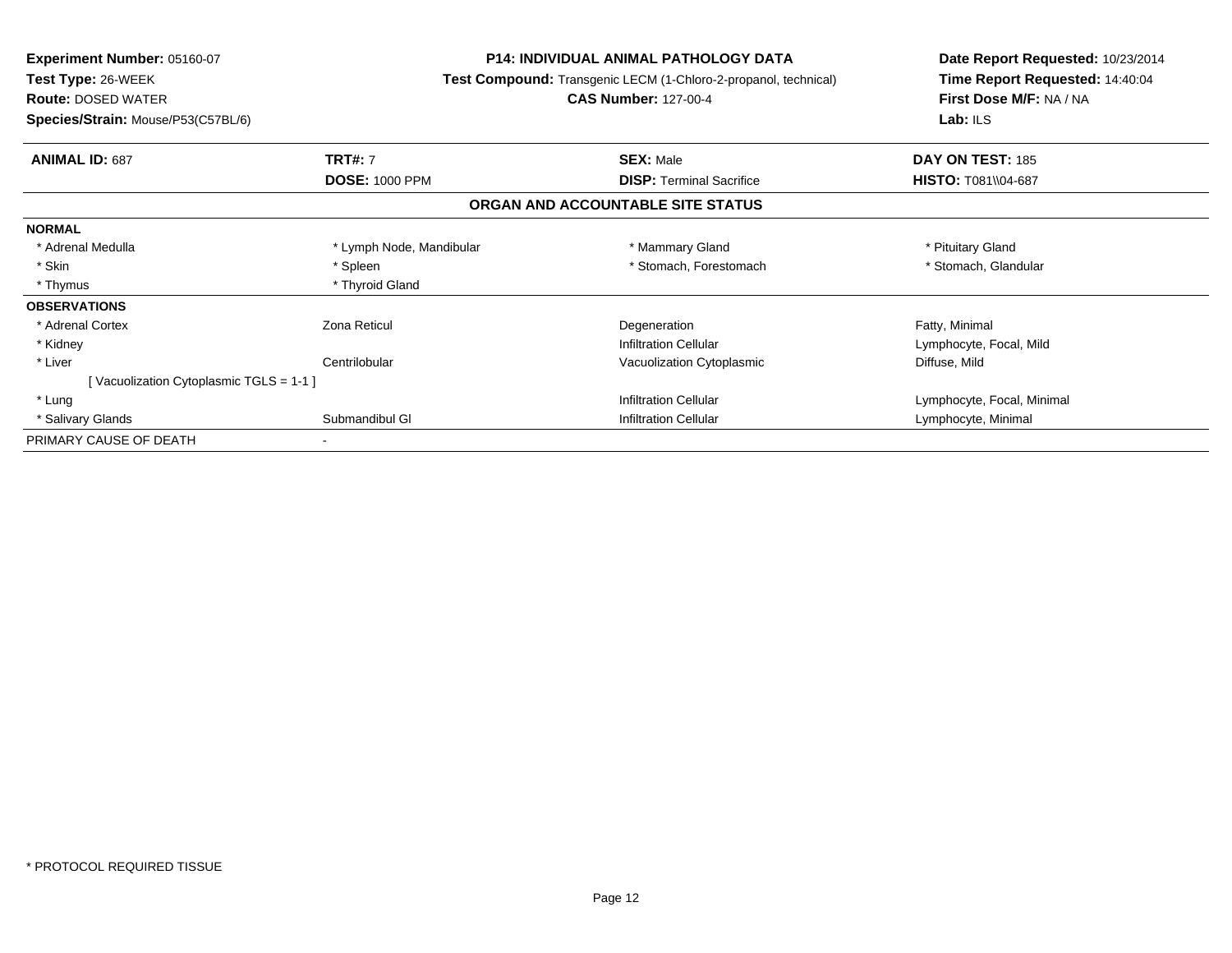**Experiment Number:** 05160-07
**Test Type:** 26-WEEK
**Route:** DOSED WATER
**Species/Strain:** Mouse/P53(C57BL/6)

**P14: INDIVIDUAL ANIMAL PATHOLOGY DATA**
**Test Compound:** Transgenic LECM (1-Chloro-2-propanol, technical)
**CAS Number:** 127-00-4

**Date Report Requested:** 10/23/2014
**Time Report Requested:** 14:40:04
**First Dose M/F:** NA / NA
**Lab:** ILS

| **ANIMAL ID:** 687 | **TRT#:** 7 | **SEX:** Male | **DAY ON TEST:** 185 |
|---|---|---|---|
| | **DOSE:** 1000 PPM | **DISP:** Terminal Sacrifice | **HISTO:** T081\\04-687 |

**ORGAN AND ACCOUNTABLE SITE STATUS**

| | | | |
|---|---|---|---|
| **NORMAL** | | | |
| * Adrenal Medulla | * Lymph Node, Mandibular | * Mammary Gland | * Pituitary Gland |
| * Skin | * Spleen | * Stomach, Forestomach | * Stomach, Glandular |
| * Thymus | * Thyroid Gland | | |
| **OBSERVATIONS** | | | |
| * Adrenal Cortex | Zona Reticul | Degeneration | Fatty, Minimal |
| * Kidney | | Infiltration Cellular | Lymphocyte, Focal, Mild |
| * Liver | Centrilobular | Vacuolization Cytoplasmic | Diffuse, Mild |
| [ Vacuolization Cytoplasmic TGLS = 1-1 ] | | | |
| * Lung | | Infiltration Cellular | Lymphocyte, Focal, Minimal |
| * Salivary Glands | Submandibul Gl | Infiltration Cellular | Lymphocyte, Minimal |
| PRIMARY CAUSE OF DEATH | - | | |

* PROTOCOL REQUIRED TISSUE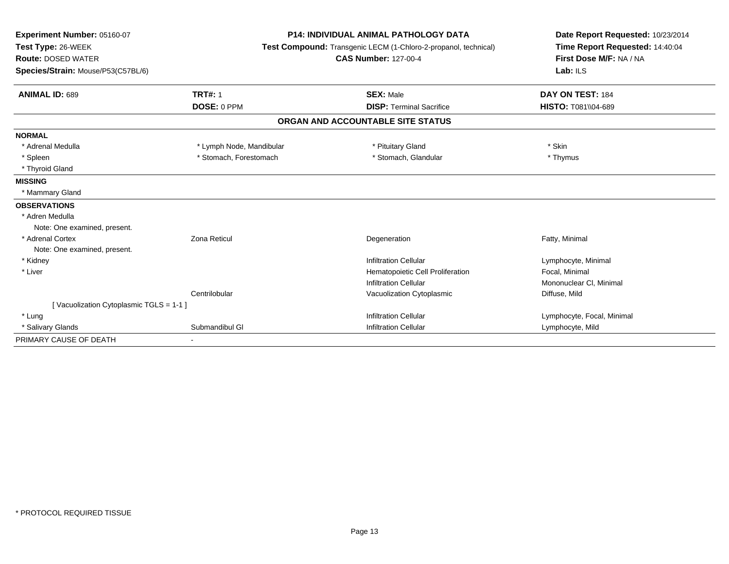**Experiment Number:** 05160-07
**Test Type:** 26-WEEK
**Route:** DOSED WATER
**Species/Strain:** Mouse/P53(C57BL/6)

**P14: INDIVIDUAL ANIMAL PATHOLOGY DATA**
**Test Compound:** Transgenic LECM (1-Chloro-2-propanol, technical)
**CAS Number:** 127-00-4

**Date Report Requested:** 10/23/2014
**Time Report Requested:** 14:40:04
**First Dose M/F:** NA / NA
**Lab:** ILS

| | | | |
|---|---|---|---|
| **ANIMAL ID:** 689 | **TRT#:** 1 | **SEX:** Male | **DAY ON TEST:** 184 |
| | **DOSE:** 0 PPM | **DISP:** Terminal Sacrifice | **HISTO:** T081\\04-689 |

**ORGAN AND ACCOUNTABLE SITE STATUS**

**NORMAL**

| | | | |
|---|---|---|---|
| * Adrenal Medulla | * Lymph Node, Mandibular | * Pituitary Gland | * Skin |
| * Spleen | * Stomach, Forestomach | * Stomach, Glandular | * Thymus |
| * Thyroid Gland | | | |

**MISSING**

* Mammary Gland

**OBSERVATIONS**

| | | | |
|---|---|---|---|
| * Adren Medulla | | | |
| Note: One examined, present. | | | |
| * Adrenal Cortex | Zona Reticul | Degeneration | Fatty, Minimal |
| Note: One examined, present. | | | |
| * Kidney | | Infiltration Cellular | Lymphocyte, Minimal |
| * Liver | | Hematopoietic Cell Proliferation | Focal, Minimal |
| | | Infiltration Cellular | Mononuclear Cl, Minimal |
| | Centrilobular | Vacuolization Cytoplasmic | Diffuse, Mild |
| [ Vacuolization Cytoplasmic TGLS = 1-1 ] | | | |
| * Lung | | Infiltration Cellular | Lymphocyte, Focal, Minimal |
| * Salivary Glands | Submandibul Gl | Infiltration Cellular | Lymphocyte, Mild |

PRIMARY CAUSE OF DEATH -

* PROTOCOL REQUIRED TISSUE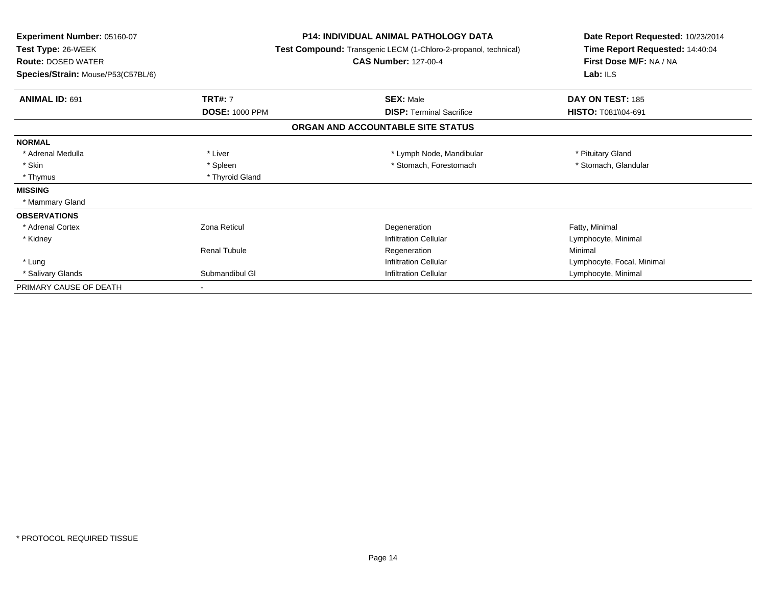**Experiment Number:** 05160-07
**Test Type:** 26-WEEK
**Route:** DOSED WATER
**Species/Strain:** Mouse/P53(C57BL/6)

**P14: INDIVIDUAL ANIMAL PATHOLOGY DATA**
**Test Compound:** Transgenic LECM (1-Chloro-2-propanol, technical)
**CAS Number:** 127-00-4

**Date Report Requested:** 10/23/2014
**Time Report Requested:** 14:40:04
**First Dose M/F:** NA / NA
**Lab:** ILS

| **ANIMAL ID:** 691 | **TRT#:** 7 | **SEX:** Male | **DAY ON TEST:** 185 |
|---|---|---|---|
| | **DOSE:** 1000 PPM | **DISP:** Terminal Sacrifice | **HISTO:** T081\\04-691 |

## ORGAN AND ACCOUNTABLE SITE STATUS

| | | | |
|---|---|---|---|
| **NORMAL** | | | |
| * Adrenal Medulla | * Liver | * Lymph Node, Mandibular | * Pituitary Gland |
| * Skin | * Spleen | * Stomach, Forestomach | * Stomach, Glandular |
| * Thymus | * Thyroid Gland | | |
| **MISSING** | | | |
| * Mammary Gland | | | |
| **OBSERVATIONS** | | | |
| * Adrenal Cortex | Zona Reticul | Degeneration | Fatty, Minimal |
| * Kidney | | Infiltration Cellular | Lymphocyte, Minimal |
| | Renal Tubule | Regeneration | Minimal |
| * Lung | | Infiltration Cellular | Lymphocyte, Focal, Minimal |
| * Salivary Glands | Submandibul Gl | Infiltration Cellular | Lymphocyte, Minimal |
| PRIMARY CAUSE OF DEATH | - | | |

* PROTOCOL REQUIRED TISSUE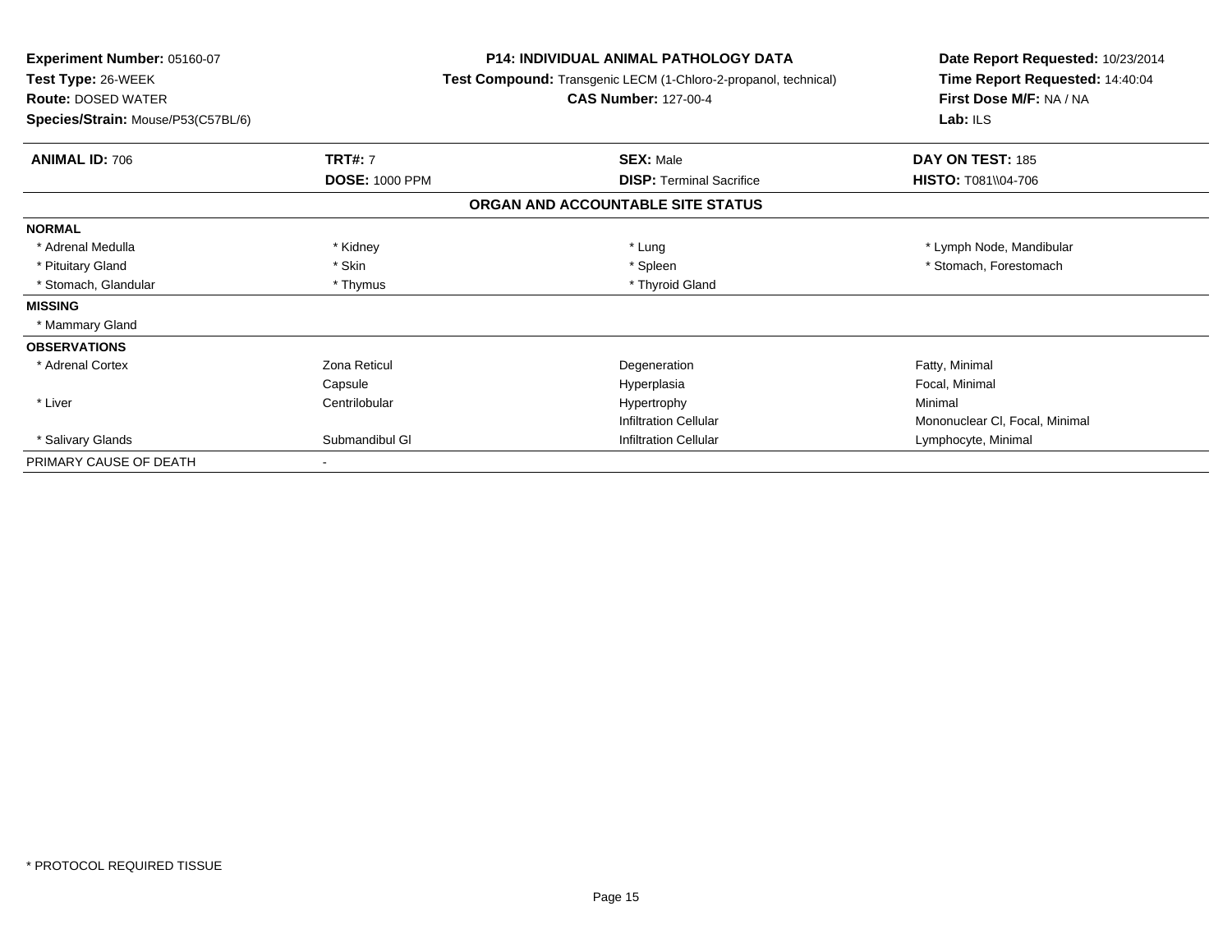**Experiment Number:** 05160-07
**Test Type:** 26-WEEK
**Route:** DOSED WATER
**Species/Strain:** Mouse/P53(C57BL/6)

**P14: INDIVIDUAL ANIMAL PATHOLOGY DATA**
**Test Compound:** Transgenic LECM (1-Chloro-2-propanol, technical)
**CAS Number:** 127-00-4

**Date Report Requested:** 10/23/2014
**Time Report Requested:** 14:40:04
**First Dose M/F:** NA / NA
**Lab:** ILS

| **ANIMAL ID:** 706 | **TRT#:** 7 | **SEX:** Male | **DAY ON TEST:** 185 |
|---|---|---|---|
| | **DOSE:** 1000 PPM | **DISP:** Terminal Sacrifice | **HISTO:** T081\\04-706 |

**ORGAN AND ACCOUNTABLE SITE STATUS**

| | | | |
|---|---|---|---|
| **NORMAL** | | | |
| * Adrenal Medulla | * Kidney | * Lung | * Lymph Node, Mandibular |
| * Pituitary Gland | * Skin | * Spleen | * Stomach, Forestomach |
| * Stomach, Glandular | * Thymus | * Thyroid Gland | |
| **MISSING** | | | |
| * Mammary Gland | | | |
| **OBSERVATIONS** | | | |
| * Adrenal Cortex | Zona Reticul | Degeneration | Fatty, Minimal |
| | Capsule | Hyperplasia | Focal, Minimal |
| * Liver | Centrilobular | Hypertrophy | Minimal |
| | | Infiltration Cellular | Mononuclear Cl, Focal, Minimal |
| * Salivary Glands | Submandibul Gl | Infiltration Cellular | Lymphocyte, Minimal |
| PRIMARY CAUSE OF DEATH | - | | |

* PROTOCOL REQUIRED TISSUE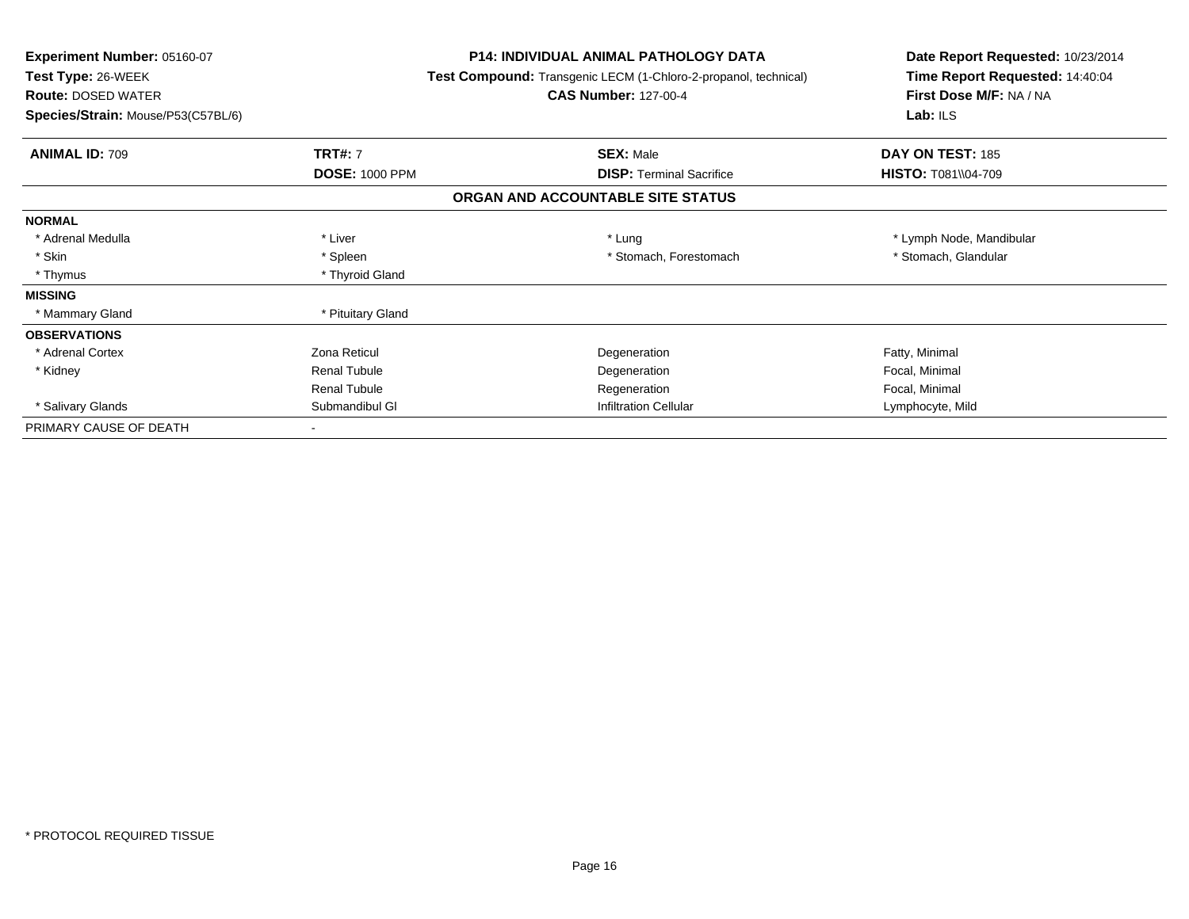**Experiment Number:** 05160-07
**Test Type:** 26-WEEK
**Route:** DOSED WATER
**Species/Strain:** Mouse/P53(C57BL/6)

**P14: INDIVIDUAL ANIMAL PATHOLOGY DATA**
**Test Compound:** Transgenic LECM (1-Chloro-2-propanol, technical)
**CAS Number:** 127-00-4

**Date Report Requested:** 10/23/2014
**Time Report Requested:** 14:40:04
**First Dose M/F:** NA / NA
**Lab:** ILS

| **ANIMAL ID:** 709 | **TRT#:** 7 | **SEX:** Male | **DAY ON TEST:** 185 |
|---|---|---|---|
| | **DOSE:** 1000 PPM | **DISP:** Terminal Sacrifice | **HISTO:** T081\\04-709 |

## ORGAN AND ACCOUNTABLE SITE STATUS

| | | | |
|---|---|---|---|
| **NORMAL** | | | |
| * Adrenal Medulla | * Liver | * Lung | * Lymph Node, Mandibular |
| * Skin | * Spleen | * Stomach, Forestomach | * Stomach, Glandular |
| * Thymus | * Thyroid Gland | | |
| **MISSING** | | | |
| * Mammary Gland | * Pituitary Gland | | |
| **OBSERVATIONS** | | | |
| * Adrenal Cortex | Zona Reticul | Degeneration | Fatty, Minimal |
| * Kidney | Renal Tubule | Degeneration | Focal, Minimal |
| | Renal Tubule | Regeneration | Focal, Minimal |
| * Salivary Glands | Submandibul Gl | Infiltration Cellular | Lymphocyte, Mild |
| PRIMARY CAUSE OF DEATH | - | | |

* PROTOCOL REQUIRED TISSUE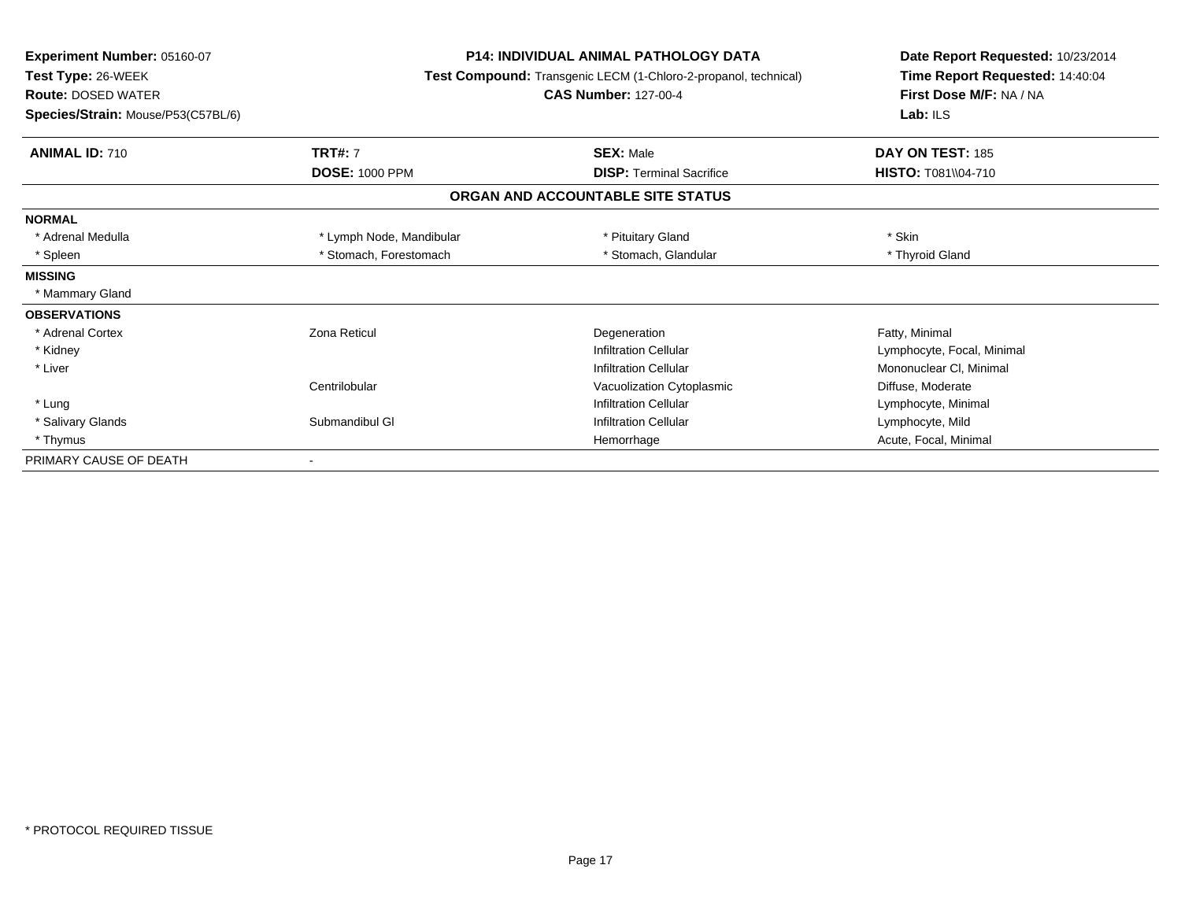**Experiment Number:** 05160-07
**Test Type:** 26-WEEK
**Route:** DOSED WATER
**Species/Strain:** Mouse/P53(C57BL/6)

**P14: INDIVIDUAL ANIMAL PATHOLOGY DATA**
**Test Compound:** Transgenic LECM (1-Chloro-2-propanol, technical)
**CAS Number:** 127-00-4

**Date Report Requested:** 10/23/2014
**Time Report Requested:** 14:40:04
**First Dose M/F:** NA / NA
**Lab:** ILS

| | | | |
|---|---|---|---|
| **ANIMAL ID:** 710 | **TRT#:** 7 | **SEX:** Male | **DAY ON TEST:** 185 |
| | **DOSE:** 1000 PPM | **DISP:** Terminal Sacrifice | **HISTO:** T081\\04-710 |

**ORGAN AND ACCOUNTABLE SITE STATUS**

| | | | |
|---|---|---|---|
| **NORMAL** | | | |
| * Adrenal Medulla | * Lymph Node, Mandibular | * Pituitary Gland | * Skin |
| * Spleen | * Stomach, Forestomach | * Stomach, Glandular | * Thyroid Gland |
| **MISSING** | | | |
| * Mammary Gland | | | |
| **OBSERVATIONS** | | | |
| * Adrenal Cortex | Zona Reticul | Degeneration | Fatty, Minimal |
| * Kidney | | Infiltration Cellular | Lymphocyte, Focal, Minimal |
| * Liver | | Infiltration Cellular | Mononuclear Cl, Minimal |
| | Centrilobular | Vacuolization Cytoplasmic | Diffuse, Moderate |
| * Lung | | Infiltration Cellular | Lymphocyte, Minimal |
| * Salivary Glands | Submandibul Gl | Infiltration Cellular | Lymphocyte, Mild |
| * Thymus | | Hemorrhage | Acute, Focal, Minimal |
| PRIMARY CAUSE OF DEATH | - | | |

* PROTOCOL REQUIRED TISSUE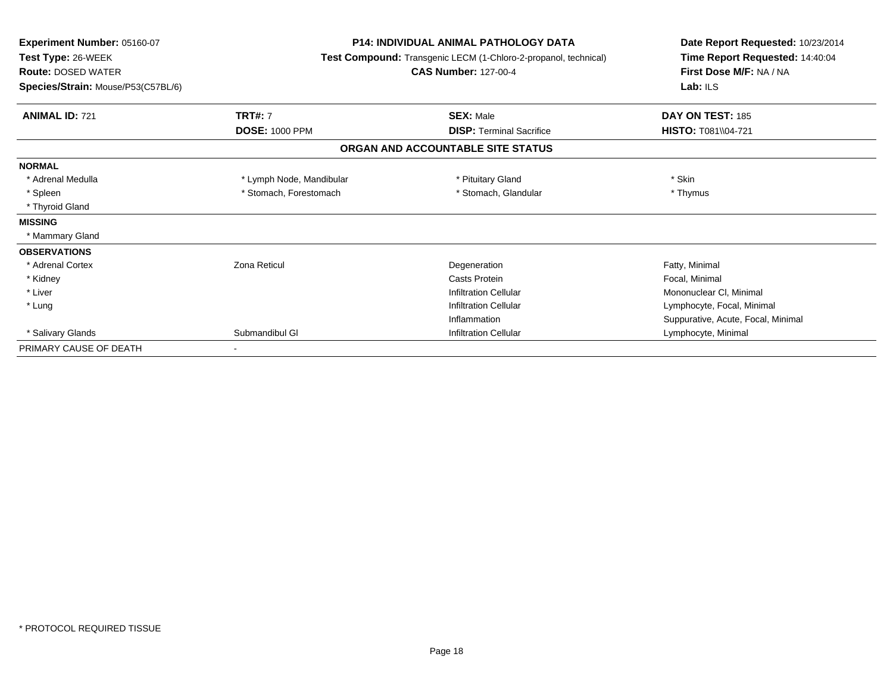**Experiment Number:** 05160-07
**Test Type:** 26-WEEK
**Route:** DOSED WATER
**Species/Strain:** Mouse/P53(C57BL/6)

**P14: INDIVIDUAL ANIMAL PATHOLOGY DATA**
**Test Compound:** Transgenic LECM (1-Chloro-2-propanol, technical)
**CAS Number:** 127-00-4

**Date Report Requested:** 10/23/2014
**Time Report Requested:** 14:40:04
**First Dose M/F:** NA / NA
**Lab:** ILS

| **ANIMAL ID:** 721 | **TRT#:** 7 | **SEX:** Male | **DAY ON TEST:** 185 |
|---|---|---|---|
| | **DOSE:** 1000 PPM | **DISP:** Terminal Sacrifice | **HISTO:** T081\\04-721 |

## ORGAN AND ACCOUNTABLE SITE STATUS

| | | | |
|---|---|---|---|
| **NORMAL** | | | |
| * Adrenal Medulla | * Lymph Node, Mandibular | * Pituitary Gland | * Skin |
| * Spleen | * Stomach, Forestomach | * Stomach, Glandular | * Thymus |
| * Thyroid Gland | | | |
| **MISSING** | | | |
| * Mammary Gland | | | |
| **OBSERVATIONS** | | | |
| * Adrenal Cortex | Zona Reticul | Degeneration | Fatty, Minimal |
| * Kidney | | Casts Protein | Focal, Minimal |
| * Liver | | Infiltration Cellular | Mononuclear Cl, Minimal |
| * Lung | | Infiltration Cellular | Lymphocyte, Focal, Minimal |
| | | Inflammation | Suppurative, Acute, Focal, Minimal |
| * Salivary Glands | Submandibul Gl | Infiltration Cellular | Lymphocyte, Minimal |
| PRIMARY CAUSE OF DEATH | - | | |

* PROTOCOL REQUIRED TISSUE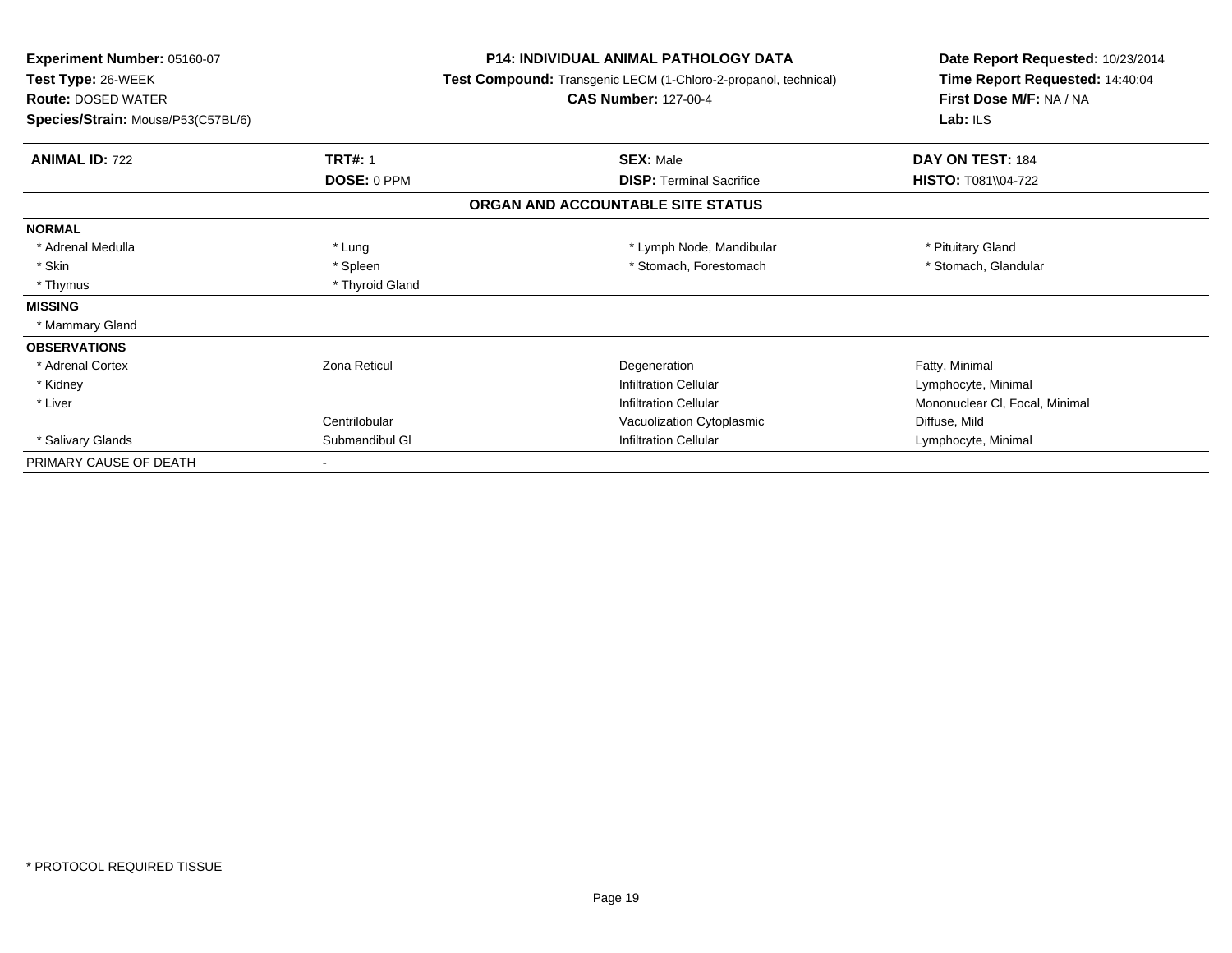**Experiment Number:** 05160-07
**Test Type:** 26-WEEK
**Route:** DOSED WATER
**Species/Strain:** Mouse/P53(C57BL/6)

**P14: INDIVIDUAL ANIMAL PATHOLOGY DATA**
**Test Compound:** Transgenic LECM (1-Chloro-2-propanol, technical)
**CAS Number:** 127-00-4

**Date Report Requested:** 10/23/2014
**Time Report Requested:** 14:40:04
**First Dose M/F:** NA / NA
**Lab:** ILS

| **ANIMAL ID:** 722 | **TRT#:** 1 | **SEX:** Male | **DAY ON TEST:** 184 |
|---|---|---|---|
| | **DOSE:** 0 PPM | **DISP:** Terminal Sacrifice | **HISTO:** T081\\04-722 |

**ORGAN AND ACCOUNTABLE SITE STATUS**

| | | | |
|---|---|---|---|
| **NORMAL** | | | |
| * Adrenal Medulla | * Lung | * Lymph Node, Mandibular | * Pituitary Gland |
| * Skin | * Spleen | * Stomach, Forestomach | * Stomach, Glandular |
| * Thymus | * Thyroid Gland | | |
| **MISSING** | | | |
| * Mammary Gland | | | |
| **OBSERVATIONS** | | | |
| * Adrenal Cortex | Zona Reticul | Degeneration | Fatty, Minimal |
| * Kidney | | Infiltration Cellular | Lymphocyte, Minimal |
| * Liver | | Infiltration Cellular | Mononuclear Cl, Focal, Minimal |
| | Centrilobular | Vacuolization Cytoplasmic | Diffuse, Mild |
| * Salivary Glands | Submandibul Gl | Infiltration Cellular | Lymphocyte, Minimal |
| PRIMARY CAUSE OF DEATH | - | | |

* PROTOCOL REQUIRED TISSUE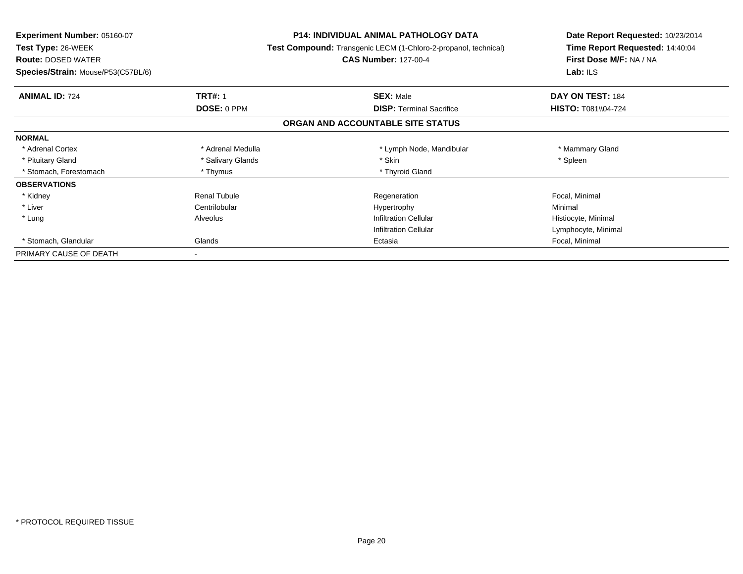**Experiment Number:** 05160-07
**Test Type:** 26-WEEK
**Route:** DOSED WATER
**Species/Strain:** Mouse/P53(C57BL/6)

**P14: INDIVIDUAL ANIMAL PATHOLOGY DATA**
**Test Compound:** Transgenic LECM (1-Chloro-2-propanol, technical)
**CAS Number:** 127-00-4

**Date Report Requested:** 10/23/2014
**Time Report Requested:** 14:40:04
**First Dose M/F:** NA / NA
**Lab:** ILS

| | | | |
|---|---|---|---|
| **ANIMAL ID:** 724 | **TRT#:** 1 | **SEX:** Male | **DAY ON TEST:** 184 |
| | **DOSE:** 0 PPM | **DISP:** Terminal Sacrifice | **HISTO:** T081\\04-724 |

**ORGAN AND ACCOUNTABLE SITE STATUS**

| | | | |
|---|---|---|---|
| **NORMAL** | | | |
| * Adrenal Cortex | * Adrenal Medulla | * Lymph Node, Mandibular | * Mammary Gland |
| * Pituitary Gland | * Salivary Glands | * Skin | * Spleen |
| * Stomach, Forestomach | * Thymus | * Thyroid Gland | |
| **OBSERVATIONS** | | | |
| * Kidney | Renal Tubule | Regeneration | Focal, Minimal |
| * Liver | Centrilobular | Hypertrophy | Minimal |
| * Lung | Alveolus | Infiltration Cellular | Histiocyte, Minimal |
| | | Infiltration Cellular | Lymphocyte, Minimal |
| * Stomach, Glandular | Glands | Ectasia | Focal, Minimal |
| PRIMARY CAUSE OF DEATH | - | | |

* PROTOCOL REQUIRED TISSUE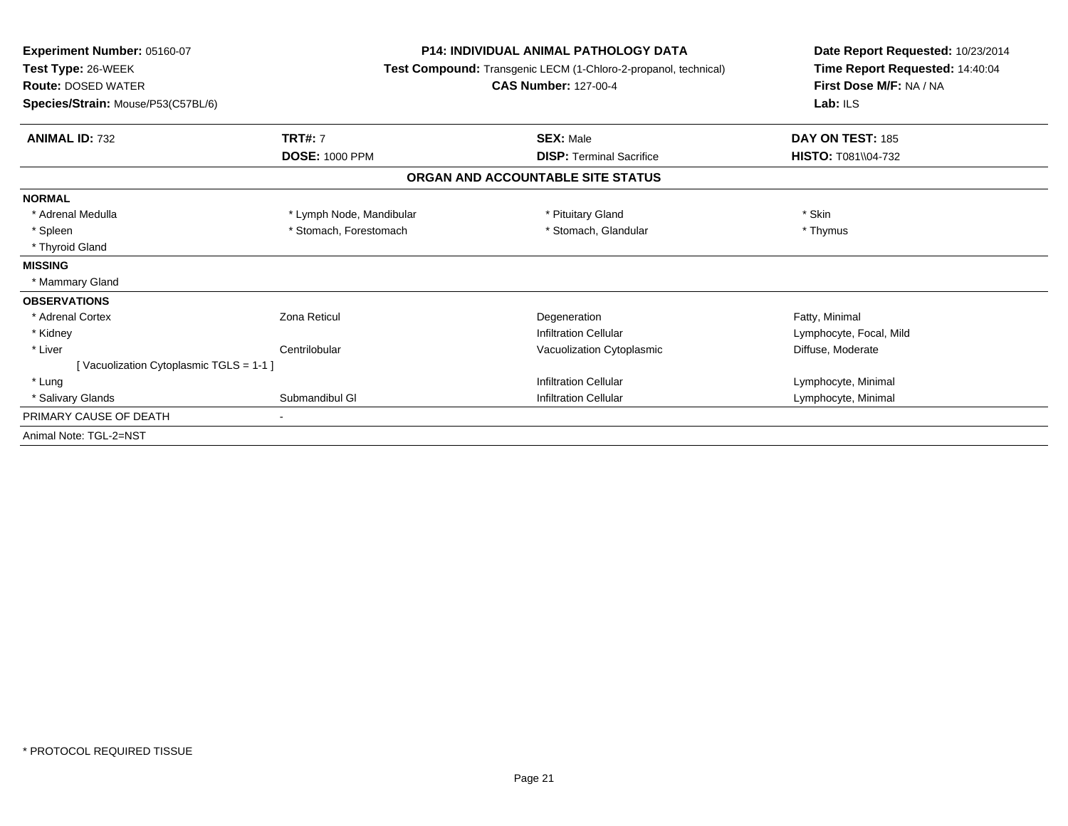**Experiment Number:** 05160-07
**Test Type:** 26-WEEK
**Route:** DOSED WATER
**Species/Strain:** Mouse/P53(C57BL/6)

**P14: INDIVIDUAL ANIMAL PATHOLOGY DATA**
**Test Compound:** Transgenic LECM (1-Chloro-2-propanol, technical)
**CAS Number:** 127-00-4

**Date Report Requested:** 10/23/2014
**Time Report Requested:** 14:40:04
**First Dose M/F:** NA / NA
**Lab:** ILS

| | | | |
|---|---|---|---|
| **ANIMAL ID:** 732 | **TRT#:** 7 | **SEX:** Male | **DAY ON TEST:** 185 |
| | **DOSE:** 1000 PPM | **DISP:** Terminal Sacrifice | **HISTO:** T081\\04-732 |

## ORGAN AND ACCOUNTABLE SITE STATUS

**NORMAL**

| | | | |
|---|---|---|---|
| * Adrenal Medulla | * Lymph Node, Mandibular | * Pituitary Gland | * Skin |
| * Spleen | * Stomach, Forestomach | * Stomach, Glandular | * Thymus |
| * Thyroid Gland | | | |

**MISSING**

* Mammary Gland

**OBSERVATIONS**

| | | | |
|---|---|---|---|
| * Adrenal Cortex | Zona Reticul | Degeneration | Fatty, Minimal |
| * Kidney | | Infiltration Cellular | Lymphocyte, Focal, Mild |
| * Liver | Centrilobular | Vacuolization Cytoplasmic | Diffuse, Moderate |
| [ Vacuolization Cytoplasmic TGLS = 1-1 ] | | | |
| * Lung | | Infiltration Cellular | Lymphocyte, Minimal |
| * Salivary Glands | Submandibul Gl | Infiltration Cellular | Lymphocyte, Minimal |

PRIMARY CAUSE OF DEATH -

Animal Note: TGL-2=NST

* PROTOCOL REQUIRED TISSUE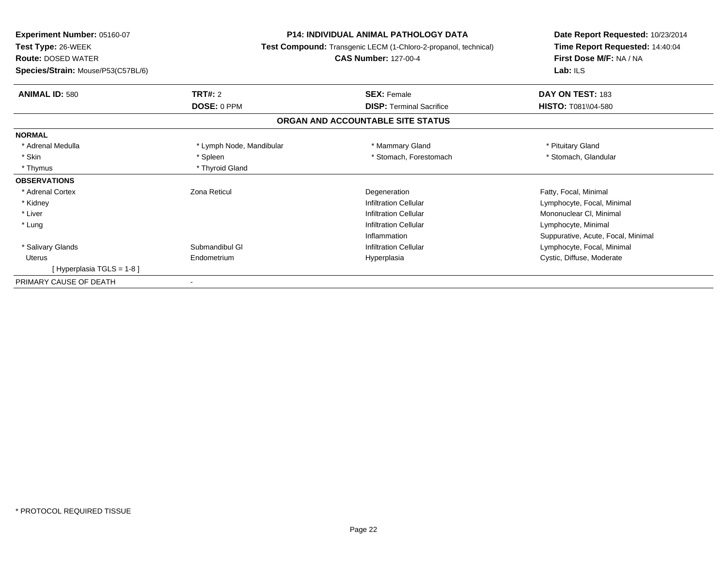**Experiment Number:** 05160-07
**Test Type:** 26-WEEK
**Route:** DOSED WATER
**Species/Strain:** Mouse/P53(C57BL/6)

**P14: INDIVIDUAL ANIMAL PATHOLOGY DATA**
**Test Compound:** Transgenic LECM (1-Chloro-2-propanol, technical)
**CAS Number:** 127-00-4

**Date Report Requested:** 10/23/2014
**Time Report Requested:** 14:40:04
**First Dose M/F:** NA / NA
**Lab:** ILS

| **ANIMAL ID:** 580 | **TRT#:** 2 | **SEX:** Female | **DAY ON TEST:** 183 |
|---|---|---|---|
| | **DOSE:** 0 PPM | **DISP:** Terminal Sacrifice | **HISTO:** T081\\04-580 |

**ORGAN AND ACCOUNTABLE SITE STATUS**

| | | | |
|---|---|---|---|
| **NORMAL** | | | |
| * Adrenal Medulla | * Lymph Node, Mandibular | * Mammary Gland | * Pituitary Gland |
| * Skin | * Spleen | * Stomach, Forestomach | * Stomach, Glandular |
| * Thymus | * Thyroid Gland | | |
| **OBSERVATIONS** | | | |
| * Adrenal Cortex | Zona Reticul | Degeneration | Fatty, Focal, Minimal |
| * Kidney | | Infiltration Cellular | Lymphocyte, Focal, Minimal |
| * Liver | | Infiltration Cellular | Mononuclear Cl, Minimal |
| * Lung | | Infiltration Cellular | Lymphocyte, Minimal |
| | | Inflammation | Suppurative, Acute, Focal, Minimal |
| * Salivary Glands | Submandibul Gl | Infiltration Cellular | Lymphocyte, Focal, Minimal |
| Uterus | Endometrium | Hyperplasia | Cystic, Diffuse, Moderate |
| [ Hyperplasia TGLS = 1-8 ] | | | |
| PRIMARY CAUSE OF DEATH | - | | |

* PROTOCOL REQUIRED TISSUE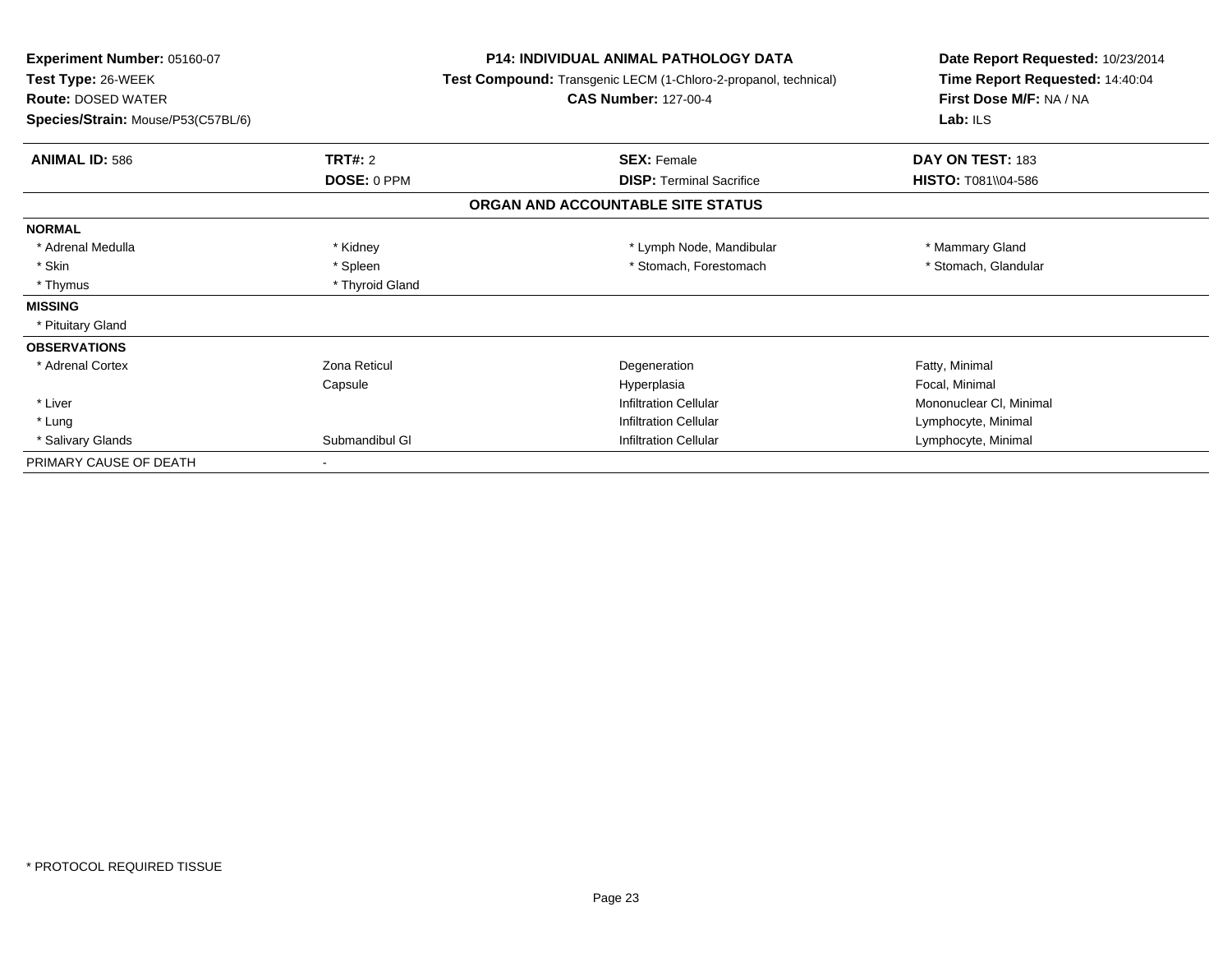| | | | |
|---|---|---|---|
| **Experiment Number:** 05160-07 | **P14: INDIVIDUAL ANIMAL PATHOLOGY DATA** | | **Date Report Requested:** 10/23/2014 |
| **Test Type:** 26-WEEK | **Test Compound:** Transgenic LECM (1-Chloro-2-propanol, technical) | | **Time Report Requested:** 14:40:04 |
| **Route:** DOSED WATER | **CAS Number:** 127-00-4 | | **First Dose M/F:** NA / NA |
| **Species/Strain:** Mouse/P53(C57BL/6) | | | **Lab:** ILS |

| | | | |
|---|---|---|---|
| **ANIMAL ID:** 586 | **TRT#:** 2 | **SEX:** Female | **DAY ON TEST:** 183 |
| | **DOSE:** 0 PPM | **DISP:** Terminal Sacrifice | **HISTO:** T081\\04-586 |

## ORGAN AND ACCOUNTABLE SITE STATUS

| | | | |
|---|---|---|---|
| **NORMAL** | | | |
| * Adrenal Medulla | * Kidney | * Lymph Node, Mandibular | * Mammary Gland |
| * Skin | * Spleen | * Stomach, Forestomach | * Stomach, Glandular |
| * Thymus | * Thyroid Gland | | |
| **MISSING** | | | |
| * Pituitary Gland | | | |
| **OBSERVATIONS** | | | |
| * Adrenal Cortex | Zona Reticul | Degeneration | Fatty, Minimal |
| | Capsule | Hyperplasia | Focal, Minimal |
| * Liver | | Infiltration Cellular | Mononuclear Cl, Minimal |
| * Lung | | Infiltration Cellular | Lymphocyte, Minimal |
| * Salivary Glands | Submandibul Gl | Infiltration Cellular | Lymphocyte, Minimal |
| PRIMARY CAUSE OF DEATH | - | | |

* PROTOCOL REQUIRED TISSUE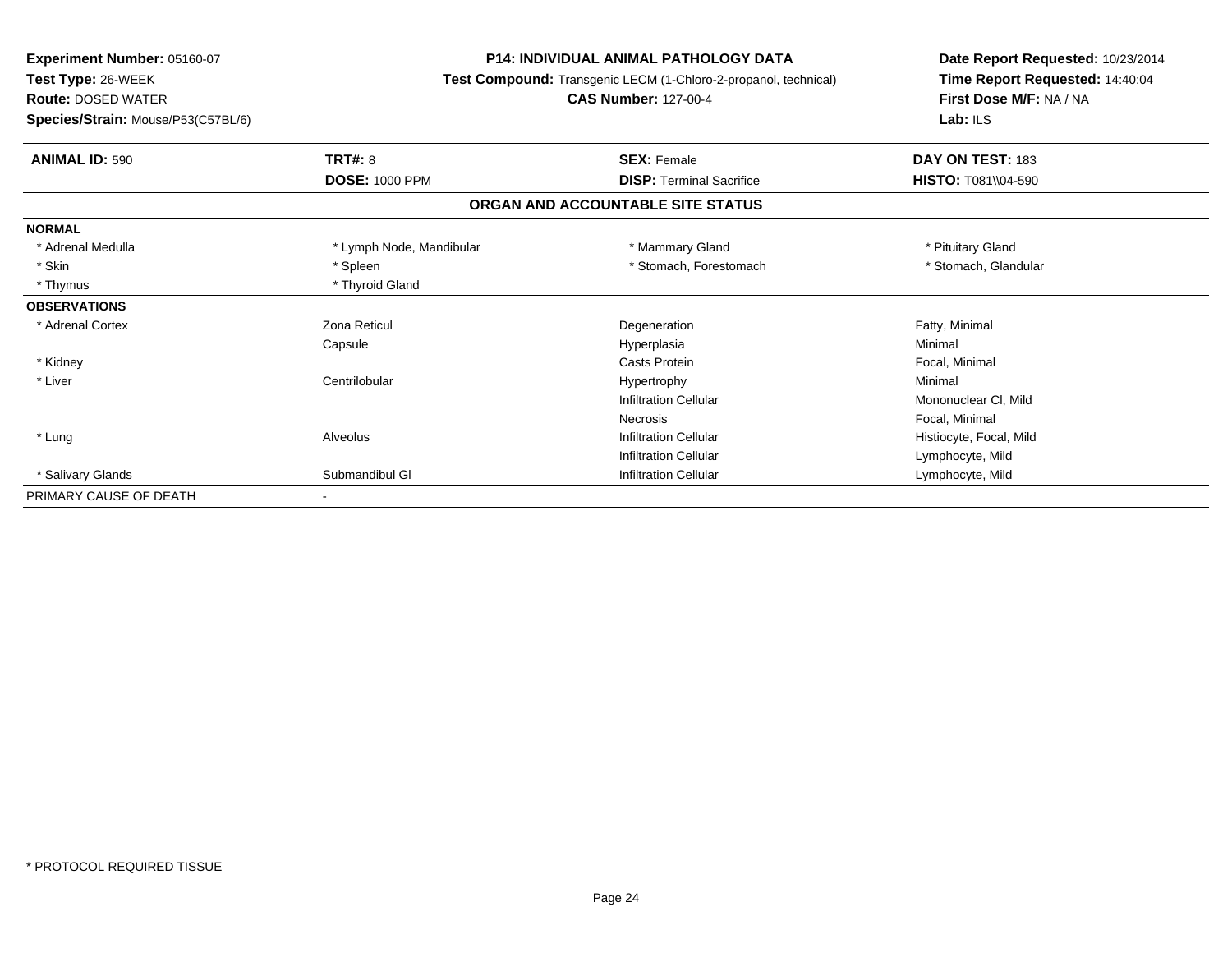**Experiment Number:** 05160-07
**Test Type:** 26-WEEK
**Route:** DOSED WATER
**Species/Strain:** Mouse/P53(C57BL/6)

**P14: INDIVIDUAL ANIMAL PATHOLOGY DATA**
**Test Compound:** Transgenic LECM (1-Chloro-2-propanol, technical)
**CAS Number:** 127-00-4

**Date Report Requested:** 10/23/2014
**Time Report Requested:** 14:40:04
**First Dose M/F:** NA / NA
**Lab:** ILS

| **ANIMAL ID:** 590 | **TRT#:** 8 | **SEX:** Female | **DAY ON TEST:** 183 |
|---|---|---|---|
| | **DOSE:** 1000 PPM | **DISP:** Terminal Sacrifice | **HISTO:** T081\\04-590 |

**ORGAN AND ACCOUNTABLE SITE STATUS**

**NORMAL**

| | | | |
|---|---|---|---|
| * Adrenal Medulla | * Lymph Node, Mandibular | * Mammary Gland | * Pituitary Gland |
| * Skin | * Spleen | * Stomach, Forestomach | * Stomach, Glandular |
| * Thymus | * Thyroid Gland | | |

**OBSERVATIONS**

| | | | |
|---|---|---|---|
| * Adrenal Cortex | Zona Reticul | Degeneration | Fatty, Minimal |
| | Capsule | Hyperplasia | Minimal |
| * Kidney | | Casts Protein | Focal, Minimal |
| * Liver | Centrilobular | Hypertrophy | Minimal |
| | | Infiltration Cellular | Mononuclear Cl, Mild |
| | | Necrosis | Focal, Minimal |
| * Lung | Alveolus | Infiltration Cellular | Histiocyte, Focal, Mild |
| | | Infiltration Cellular | Lymphocyte, Mild |
| * Salivary Glands | Submandibul Gl | Infiltration Cellular | Lymphocyte, Mild |

PRIMARY CAUSE OF DEATH -

* PROTOCOL REQUIRED TISSUE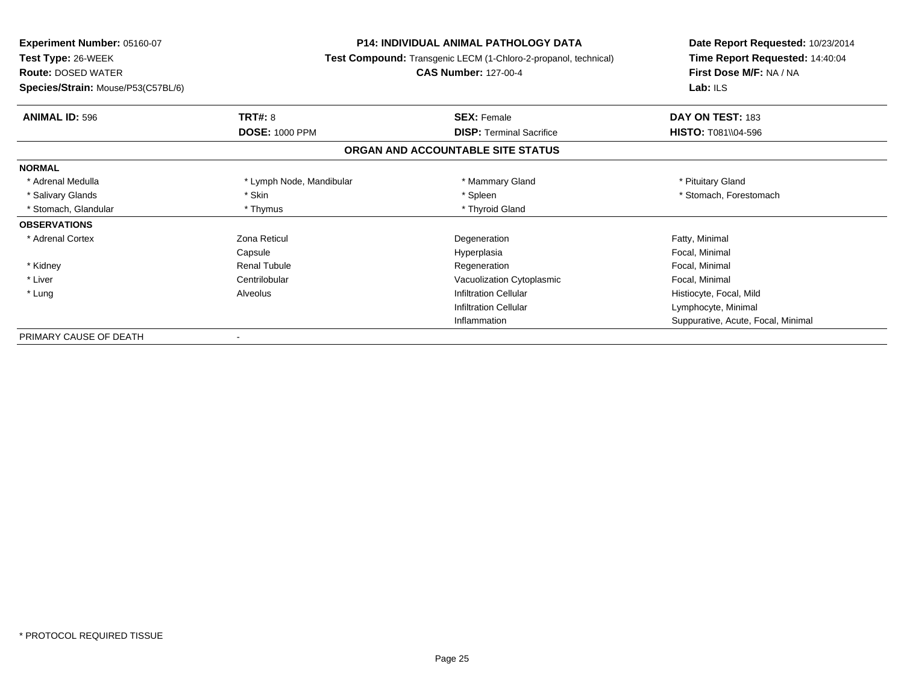**Experiment Number:** 05160-07
**Test Type:** 26-WEEK
**Route:** DOSED WATER
**Species/Strain:** Mouse/P53(C57BL/6)

**P14: INDIVIDUAL ANIMAL PATHOLOGY DATA**
**Test Compound:** Transgenic LECM (1-Chloro-2-propanol, technical)
**CAS Number:** 127-00-4

**Date Report Requested:** 10/23/2014
**Time Report Requested:** 14:40:04
**First Dose M/F:** NA / NA
**Lab:** ILS

| | | | |
|---|---|---|---|
| **ANIMAL ID:** 596 | **TRT#:** 8 | **SEX:** Female | **DAY ON TEST:** 183 |
| | **DOSE:** 1000 PPM | **DISP:** Terminal Sacrifice | **HISTO:** T081\\04-596 |

## ORGAN AND ACCOUNTABLE SITE STATUS

**NORMAL**

| | | | |
|---|---|---|---|
| * Adrenal Medulla | * Lymph Node, Mandibular | * Mammary Gland | * Pituitary Gland |
| * Salivary Glands | * Skin | * Spleen | * Stomach, Forestomach |
| * Stomach, Glandular | * Thymus | * Thyroid Gland | |

**OBSERVATIONS**

| | | | |
|---|---|---|---|
| * Adrenal Cortex | Zona Reticul | Degeneration | Fatty, Minimal |
| | Capsule | Hyperplasia | Focal, Minimal |
| * Kidney | Renal Tubule | Regeneration | Focal, Minimal |
| * Liver | Centrilobular | Vacuolization Cytoplasmic | Focal, Minimal |
| * Lung | Alveolus | Infiltration Cellular | Histiocyte, Focal, Mild |
| | | Infiltration Cellular | Lymphocyte, Minimal |
| | | Inflammation | Suppurative, Acute, Focal, Minimal |

PRIMARY CAUSE OF DEATH -

* PROTOCOL REQUIRED TISSUE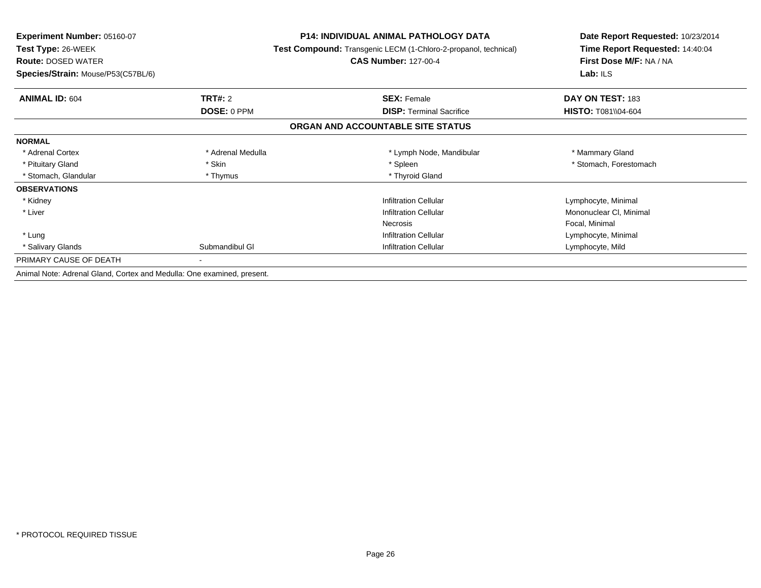**Experiment Number:** 05160-07
**Test Type:** 26-WEEK
**Route:** DOSED WATER
**Species/Strain:** Mouse/P53(C57BL/6)

**P14: INDIVIDUAL ANIMAL PATHOLOGY DATA**
**Test Compound:** Transgenic LECM (1-Chloro-2-propanol, technical)
**CAS Number:** 127-00-4

**Date Report Requested:** 10/23/2014
**Time Report Requested:** 14:40:04
**First Dose M/F:** NA / NA
**Lab:** ILS

| | | | |
|---|---|---|---|
| **ANIMAL ID:** 604 | **TRT#:** 2 | **SEX:** Female | **DAY ON TEST:** 183 |
| | **DOSE:** 0 PPM | **DISP:** Terminal Sacrifice | **HISTO:** T081\\04-604 |

## ORGAN AND ACCOUNTABLE SITE STATUS

| | | | |
|---|---|---|---|
| **NORMAL** | | | |
| * Adrenal Cortex | * Adrenal Medulla | * Lymph Node, Mandibular | * Mammary Gland |
| * Pituitary Gland | * Skin | * Spleen | * Stomach, Forestomach |
| * Stomach, Glandular | * Thymus | * Thyroid Gland | |
| **OBSERVATIONS** | | | |
| * Kidney | | Infiltration Cellular | Lymphocyte, Minimal |
| * Liver | | Infiltration Cellular | Mononuclear Cl, Minimal |
| | | Necrosis | Focal, Minimal |
| * Lung | | Infiltration Cellular | Lymphocyte, Minimal |
| * Salivary Glands | Submandibul Gl | Infiltration Cellular | Lymphocyte, Mild |
| PRIMARY CAUSE OF DEATH | - | | |

Animal Note: Adrenal Gland, Cortex and Medulla: One examined, present.

* PROTOCOL REQUIRED TISSUE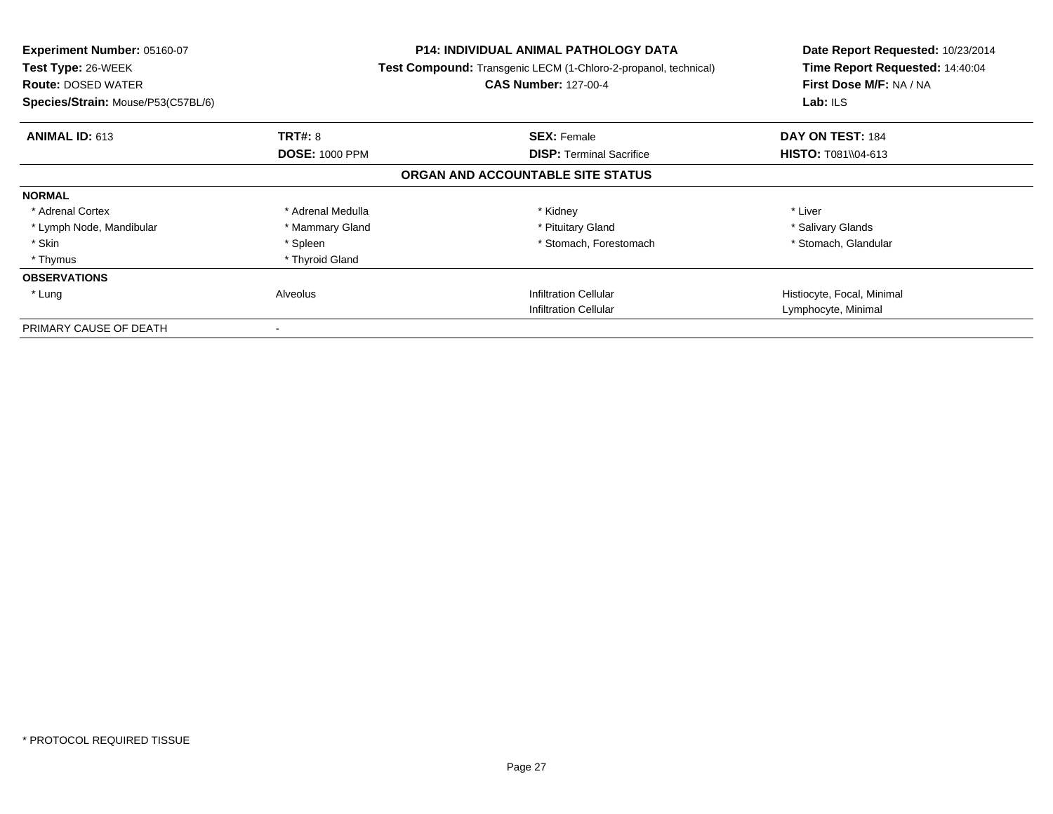**Experiment Number:** 05160-07
**Test Type:** 26-WEEK
**Route:** DOSED WATER
**Species/Strain:** Mouse/P53(C57BL/6)

**P14: INDIVIDUAL ANIMAL PATHOLOGY DATA**
**Test Compound:** Transgenic LECM (1-Chloro-2-propanol, technical)
**CAS Number:** 127-00-4

**Date Report Requested:** 10/23/2014
**Time Report Requested:** 14:40:04
**First Dose M/F:** NA / NA
**Lab:** ILS

| **ANIMAL ID:** 613 | **TRT#:** 8 | **SEX:** Female | **DAY ON TEST:** 184 |
|---|---|---|---|
| | **DOSE:** 1000 PPM | **DISP:** Terminal Sacrifice | **HISTO:** T081\\04-613 |

**ORGAN AND ACCOUNTABLE SITE STATUS**

| | | | |
|---|---|---|---|
| **NORMAL** | | | |
| * Adrenal Cortex | * Adrenal Medulla | * Kidney | * Liver |
| * Lymph Node, Mandibular | * Mammary Gland | * Pituitary Gland | * Salivary Glands |
| * Skin | * Spleen | * Stomach, Forestomach | * Stomach, Glandular |
| * Thymus | * Thyroid Gland | | |
| **OBSERVATIONS** | | | |
| * Lung | Alveolus | Infiltration Cellular | Histiocyte, Focal, Minimal |
| | | Infiltration Cellular | Lymphocyte, Minimal |
| PRIMARY CAUSE OF DEATH | - | | |

* PROTOCOL REQUIRED TISSUE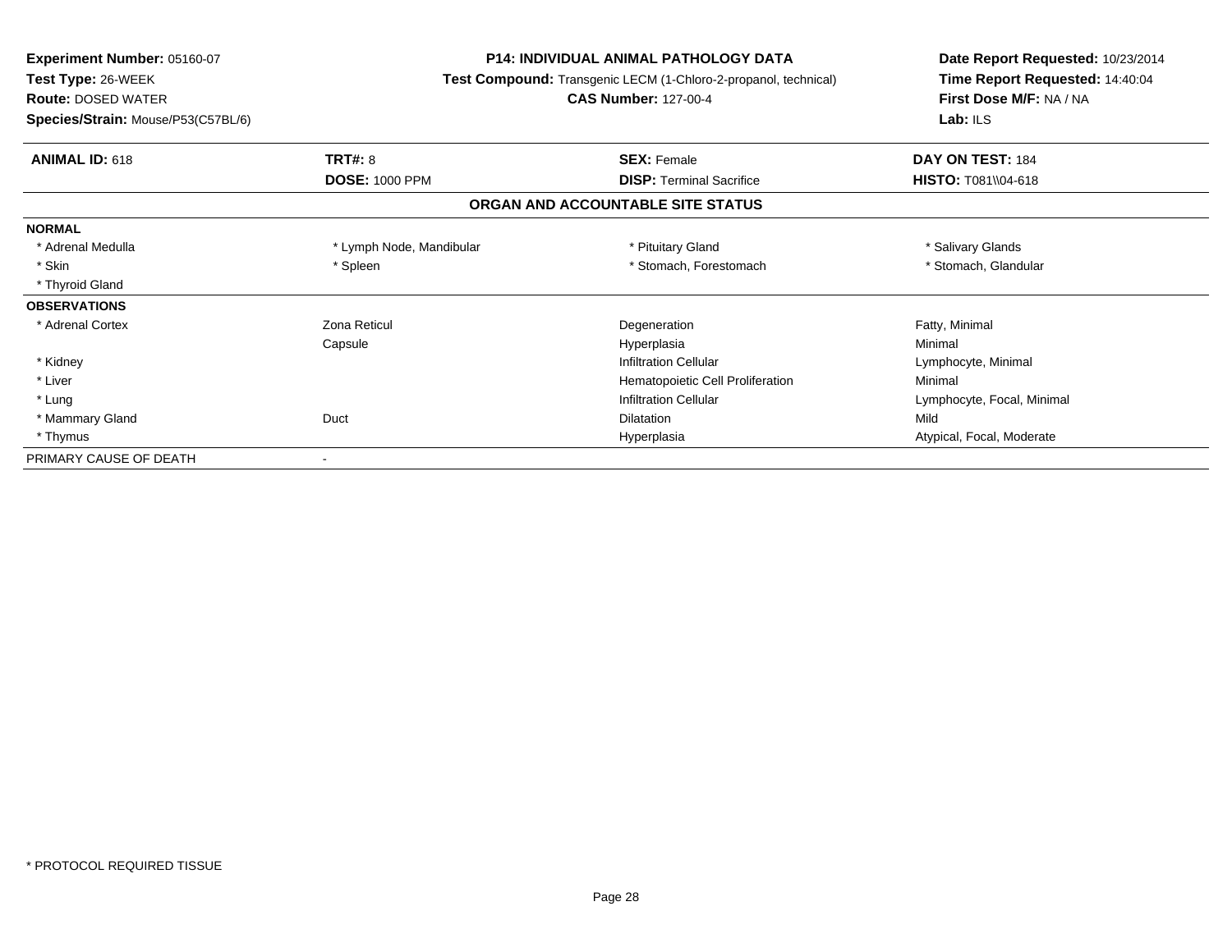**Experiment Number:** 05160-07
**Test Type:** 26-WEEK
**Route:** DOSED WATER
**Species/Strain:** Mouse/P53(C57BL/6)

**P14: INDIVIDUAL ANIMAL PATHOLOGY DATA**
**Test Compound:** Transgenic LECM (1-Chloro-2-propanol, technical)
**CAS Number:** 127-00-4

**Date Report Requested:** 10/23/2014
**Time Report Requested:** 14:40:04
**First Dose M/F:** NA / NA
**Lab:** ILS

| | | | |
|---|---|---|---|
| **ANIMAL ID:** 618 | **TRT#:** 8 | **SEX:** Female | **DAY ON TEST:** 184 |
| | **DOSE:** 1000 PPM | **DISP:** Terminal Sacrifice | **HISTO:** T081\\04-618 |

## ORGAN AND ACCOUNTABLE SITE STATUS

**NORMAL**

| | | | |
|---|---|---|---|
| * Adrenal Medulla | * Lymph Node, Mandibular | * Pituitary Gland | * Salivary Glands |
| * Skin | * Spleen | * Stomach, Forestomach | * Stomach, Glandular |
| * Thyroid Gland | | | |

**OBSERVATIONS**

| | | | |
|---|---|---|---|
| * Adrenal Cortex | Zona Reticul | Degeneration | Fatty, Minimal |
| | Capsule | Hyperplasia | Minimal |
| * Kidney | | Infiltration Cellular | Lymphocyte, Minimal |
| * Liver | | Hematopoietic Cell Proliferation | Minimal |
| * Lung | | Infiltration Cellular | Lymphocyte, Focal, Minimal |
| * Mammary Gland | Duct | Dilatation | Mild |
| * Thymus | | Hyperplasia | Atypical, Focal, Moderate |

PRIMARY CAUSE OF DEATH -

* PROTOCOL REQUIRED TISSUE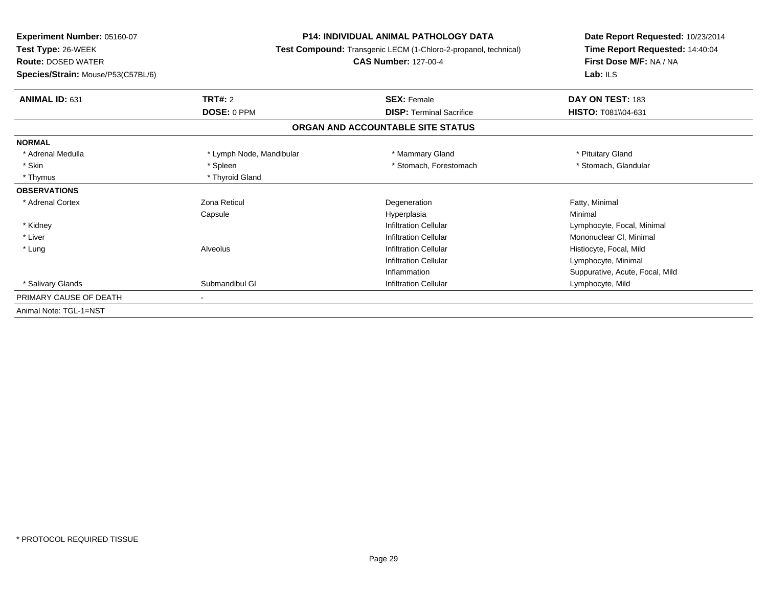**Experiment Number:** 05160-07
**Test Type:** 26-WEEK
**Route:** DOSED WATER
**Species/Strain:** Mouse/P53(C57BL/6)

**P14: INDIVIDUAL ANIMAL PATHOLOGY DATA**
**Test Compound:** Transgenic LECM (1-Chloro-2-propanol, technical)
**CAS Number:** 127-00-4

**Date Report Requested:** 10/23/2014
**Time Report Requested:** 14:40:04
**First Dose M/F:** NA / NA
**Lab:** ILS

| | | | |
|---|---|---|---|
| **ANIMAL ID:** 631 | **TRT#:** 2 | **SEX:** Female | **DAY ON TEST:** 183 |
| | **DOSE:** 0 PPM | **DISP:** Terminal Sacrifice | **HISTO:** T081\\04-631 |

**ORGAN AND ACCOUNTABLE SITE STATUS**

| | | | |
|---|---|---|---|
| **NORMAL** | | | |
| * Adrenal Medulla | * Lymph Node, Mandibular | * Mammary Gland | * Pituitary Gland |
| * Skin | * Spleen | * Stomach, Forestomach | * Stomach, Glandular |
| * Thymus | * Thyroid Gland | | |
| **OBSERVATIONS** | | | |
| * Adrenal Cortex | Zona Reticul | Degeneration | Fatty, Minimal |
| | Capsule | Hyperplasia | Minimal |
| * Kidney | | Infiltration Cellular | Lymphocyte, Focal, Minimal |
| * Liver | | Infiltration Cellular | Mononuclear Cl, Minimal |
| * Lung | Alveolus | Infiltration Cellular | Histiocyte, Focal, Mild |
| | | Infiltration Cellular | Lymphocyte, Minimal |
| | | Inflammation | Suppurative, Acute, Focal, Mild |
| * Salivary Glands | Submandibul Gl | Infiltration Cellular | Lymphocyte, Mild |
| PRIMARY CAUSE OF DEATH | - | | |

Animal Note: TGL-1=NST

* PROTOCOL REQUIRED TISSUE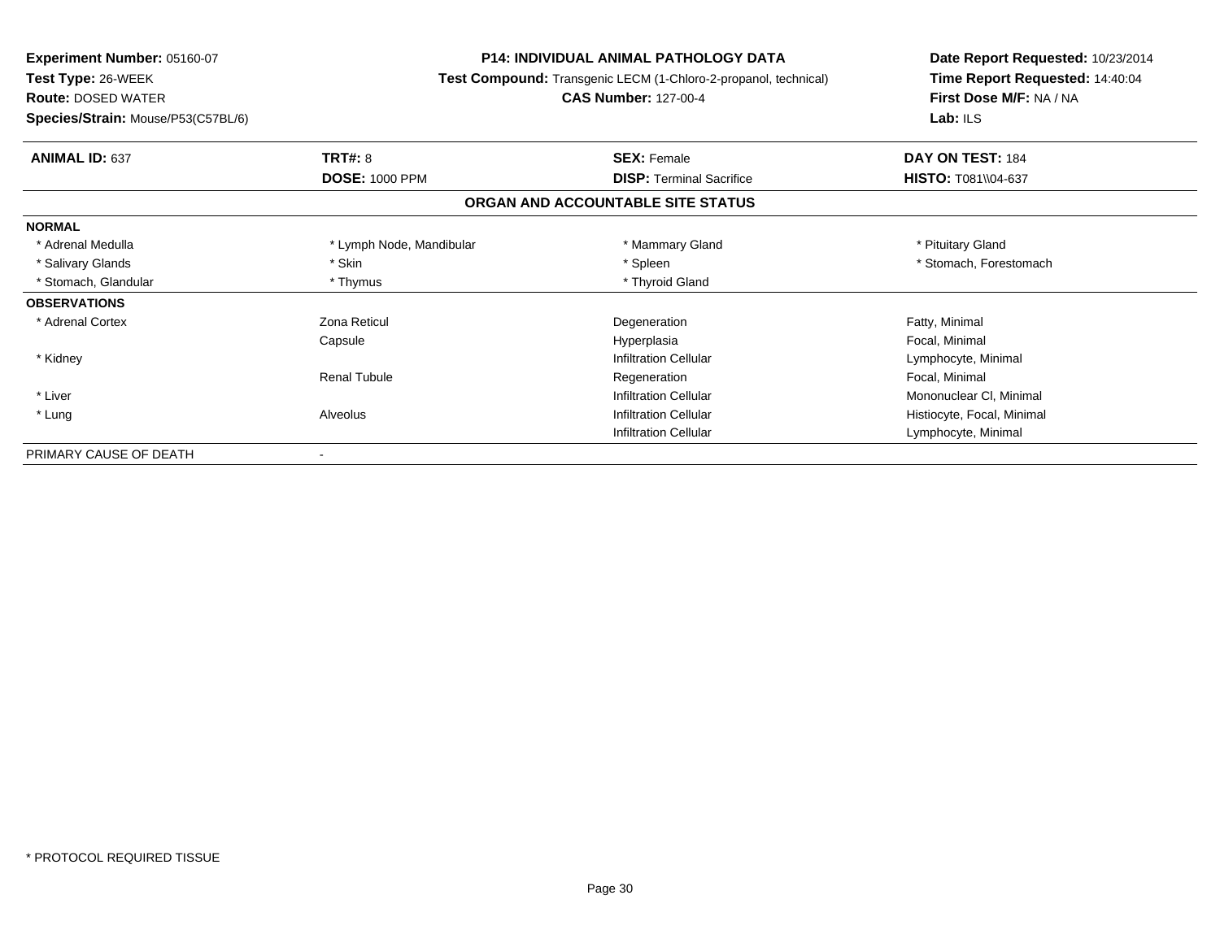**Experiment Number:** 05160-07
**Test Type:** 26-WEEK
**Route:** DOSED WATER
**Species/Strain:** Mouse/P53(C57BL/6)

**P14: INDIVIDUAL ANIMAL PATHOLOGY DATA**
**Test Compound:** Transgenic LECM (1-Chloro-2-propanol, technical)
**CAS Number:** 127-00-4

**Date Report Requested:** 10/23/2014
**Time Report Requested:** 14:40:04
**First Dose M/F:** NA / NA
**Lab:** ILS

| **ANIMAL ID:** 637 | **TRT#:** 8 | **SEX:** Female | **DAY ON TEST:** 184 |
|---|---|---|---|
| | **DOSE:** 1000 PPM | **DISP:** Terminal Sacrifice | **HISTO:** T081\\04-637 |

**ORGAN AND ACCOUNTABLE SITE STATUS**

| | | | |
|---|---|---|---|
| **NORMAL** | | | |
| * Adrenal Medulla | * Lymph Node, Mandibular | * Mammary Gland | * Pituitary Gland |
| * Salivary Glands | * Skin | * Spleen | * Stomach, Forestomach |
| * Stomach, Glandular | * Thymus | * Thyroid Gland | |
| **OBSERVATIONS** | | | |
| * Adrenal Cortex | Zona Reticul | Degeneration | Fatty, Minimal |
| | Capsule | Hyperplasia | Focal, Minimal |
| * Kidney | | Infiltration Cellular | Lymphocyte, Minimal |
| | Renal Tubule | Regeneration | Focal, Minimal |
| * Liver | | Infiltration Cellular | Mononuclear Cl, Minimal |
| * Lung | Alveolus | Infiltration Cellular | Histiocyte, Focal, Minimal |
| | | Infiltration Cellular | Lymphocyte, Minimal |
| PRIMARY CAUSE OF DEATH | - | | |

* PROTOCOL REQUIRED TISSUE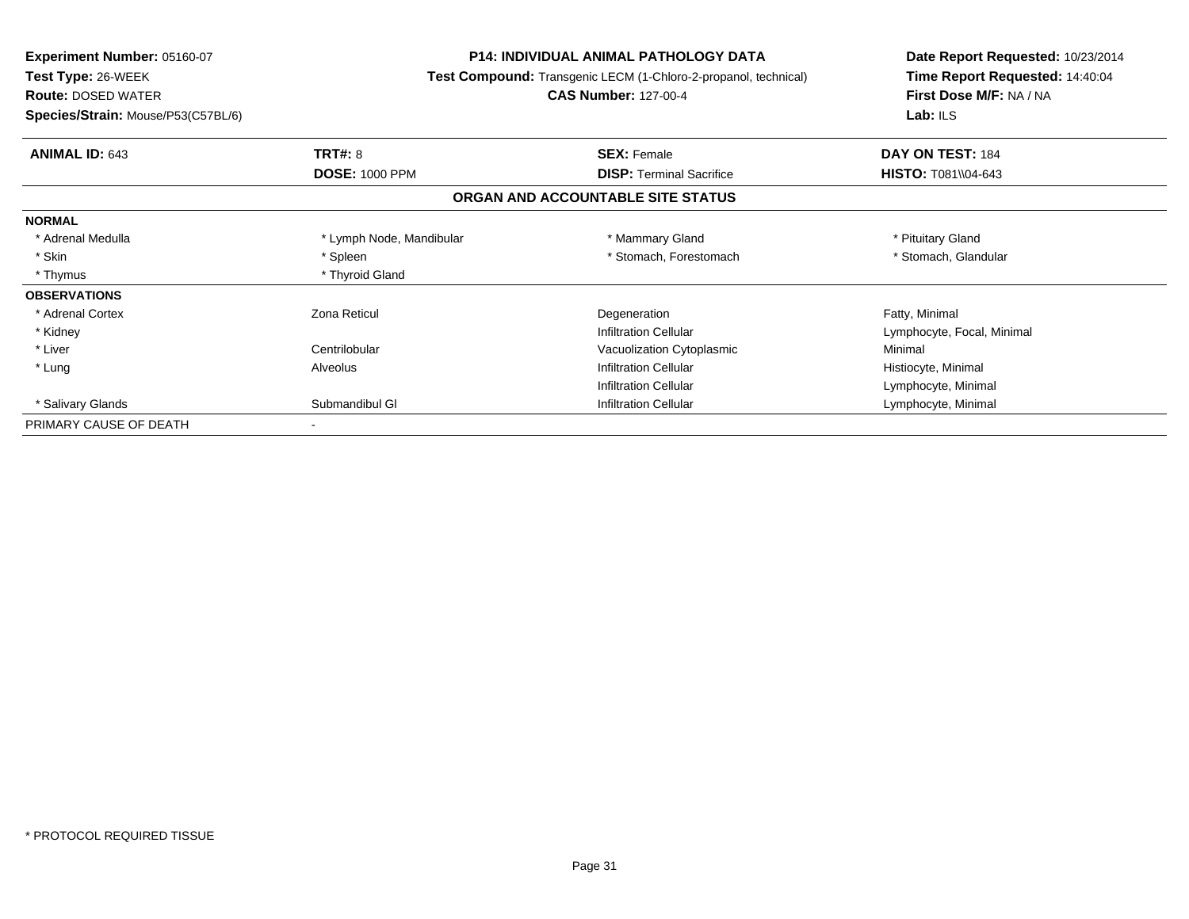**Experiment Number:** 05160-07
**Test Type:** 26-WEEK
**Route:** DOSED WATER
**Species/Strain:** Mouse/P53(C57BL/6)

**P14: INDIVIDUAL ANIMAL PATHOLOGY DATA**
**Test Compound:** Transgenic LECM (1-Chloro-2-propanol, technical)
**CAS Number:** 127-00-4

**Date Report Requested:** 10/23/2014
**Time Report Requested:** 14:40:04
**First Dose M/F:** NA / NA
**Lab:** ILS

| | | | |
|---|---|---|---|
| **ANIMAL ID:** 643 | **TRT#:** 8 | **SEX:** Female | **DAY ON TEST:** 184 |
| | **DOSE:** 1000 PPM | **DISP:** Terminal Sacrifice | **HISTO:** T081\\04-643 |

**ORGAN AND ACCOUNTABLE SITE STATUS**

| | | | |
|---|---|---|---|
| **NORMAL** | | | |
| * Adrenal Medulla | * Lymph Node, Mandibular | * Mammary Gland | * Pituitary Gland |
| * Skin | * Spleen | * Stomach, Forestomach | * Stomach, Glandular |
| * Thymus | * Thyroid Gland | | |
| **OBSERVATIONS** | | | |
| * Adrenal Cortex | Zona Reticul | Degeneration | Fatty, Minimal |
| * Kidney | | Infiltration Cellular | Lymphocyte, Focal, Minimal |
| * Liver | Centrilobular | Vacuolization Cytoplasmic | Minimal |
| * Lung | Alveolus | Infiltration Cellular | Histiocyte, Minimal |
| | | Infiltration Cellular | Lymphocyte, Minimal |
| * Salivary Glands | Submandibul Gl | Infiltration Cellular | Lymphocyte, Minimal |
| PRIMARY CAUSE OF DEATH | - | | |

* PROTOCOL REQUIRED TISSUE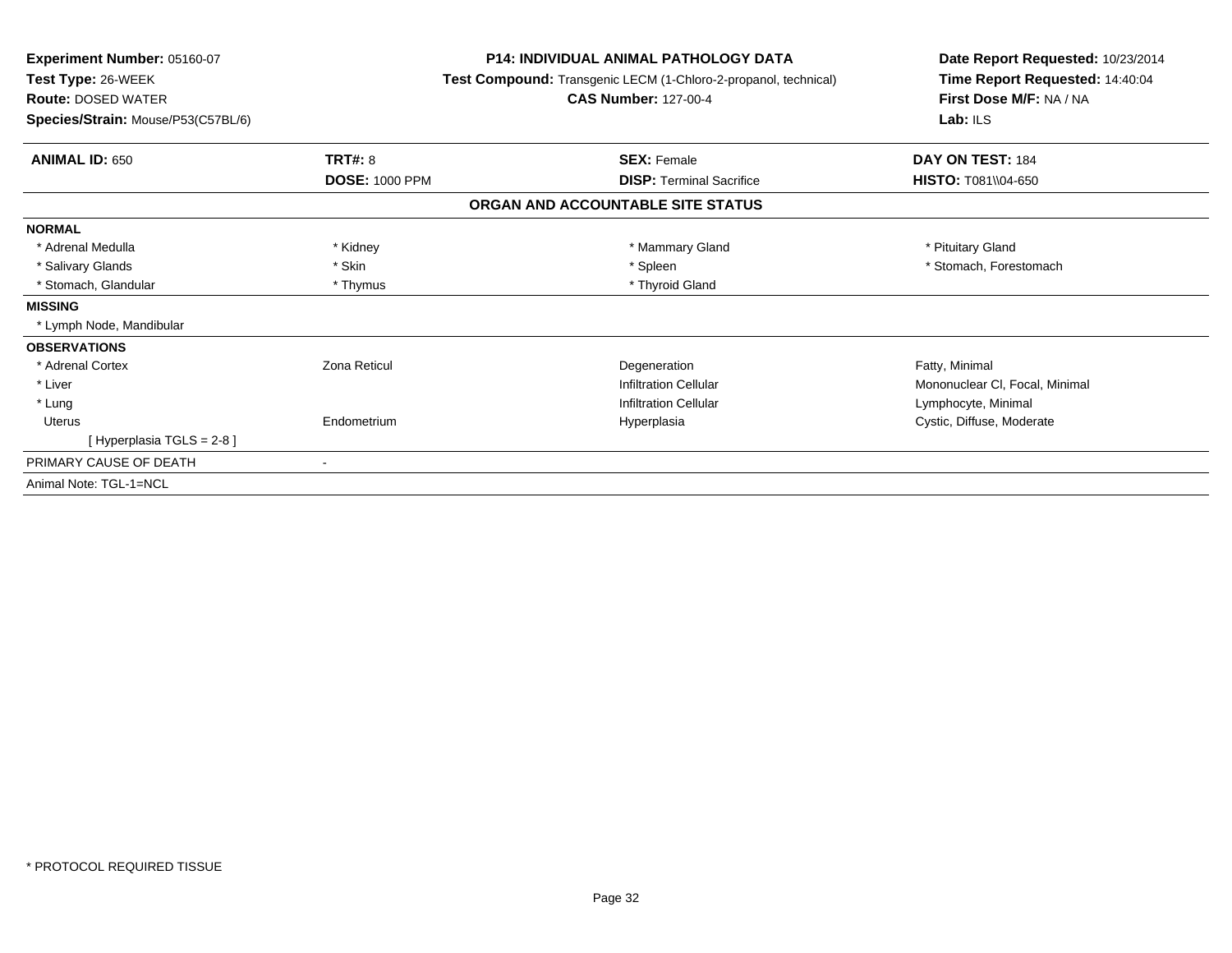**Experiment Number:** 05160-07
**Test Type:** 26-WEEK
**Route:** DOSED WATER
**Species/Strain:** Mouse/P53(C57BL/6)

**P14: INDIVIDUAL ANIMAL PATHOLOGY DATA**
**Test Compound:** Transgenic LECM (1-Chloro-2-propanol, technical)
**CAS Number:** 127-00-4

**Date Report Requested:** 10/23/2014
**Time Report Requested:** 14:40:04
**First Dose M/F:** NA / NA
**Lab:** ILS

| **ANIMAL ID:** 650 | **TRT#:** 8 | **SEX:** Female | **DAY ON TEST:** 184 |
|---|---|---|---|
| | **DOSE:** 1000 PPM | **DISP:** Terminal Sacrifice | **HISTO:** T081\\04-650 |

## ORGAN AND ACCOUNTABLE SITE STATUS

| | | | |
|---|---|---|---|
| **NORMAL** | | | |
| * Adrenal Medulla | * Kidney | * Mammary Gland | * Pituitary Gland |
| * Salivary Glands | * Skin | * Spleen | * Stomach, Forestomach |
| * Stomach, Glandular | * Thymus | * Thyroid Gland | |
| **MISSING** | | | |
| * Lymph Node, Mandibular | | | |
| **OBSERVATIONS** | | | |
| * Adrenal Cortex | Zona Reticul | Degeneration | Fatty, Minimal |
| * Liver | | Infiltration Cellular | Mononuclear Cl, Focal, Minimal |
| * Lung | | Infiltration Cellular | Lymphocyte, Minimal |
| Uterus | Endometrium | Hyperplasia | Cystic, Diffuse, Moderate |
| [ Hyperplasia TGLS = 2-8 ] | | | |
| PRIMARY CAUSE OF DEATH | - | | |
| Animal Note: TGL-1=NCL | | | |

* PROTOCOL REQUIRED TISSUE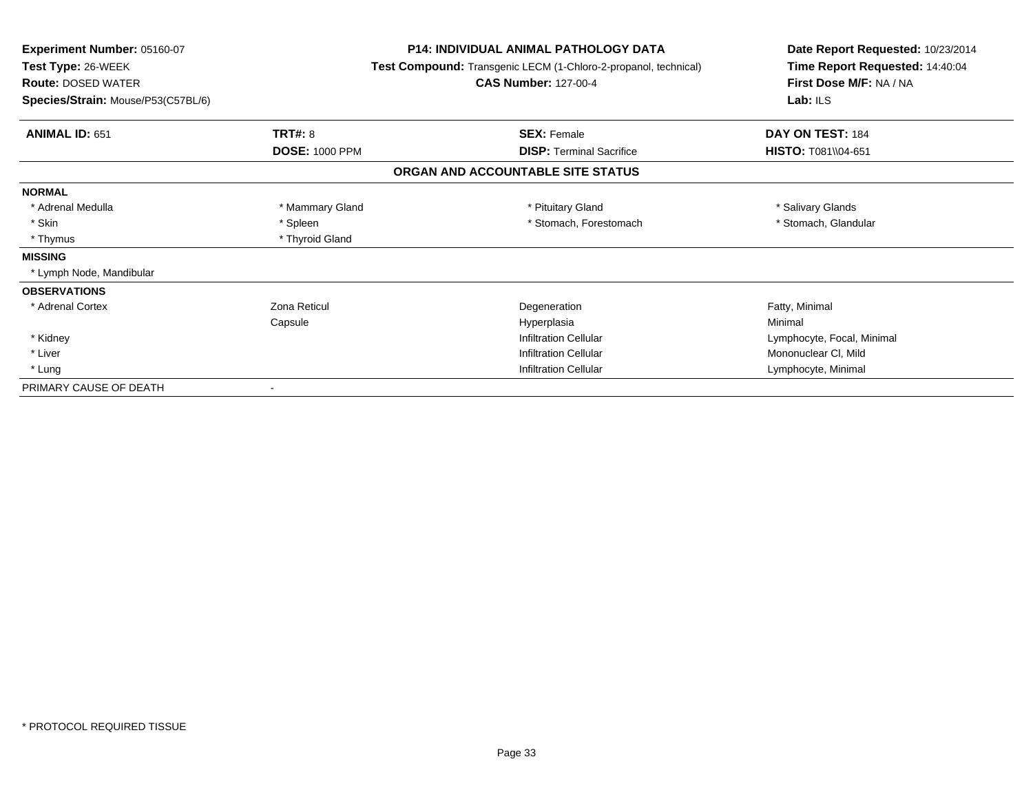**Experiment Number:** 05160-07
**Test Type:** 26-WEEK
**Route:** DOSED WATER
**Species/Strain:** Mouse/P53(C57BL/6)

**P14: INDIVIDUAL ANIMAL PATHOLOGY DATA**
**Test Compound:** Transgenic LECM (1-Chloro-2-propanol, technical)
**CAS Number:** 127-00-4

**Date Report Requested:** 10/23/2014
**Time Report Requested:** 14:40:04
**First Dose M/F:** NA / NA
**Lab:** ILS

| | | | |
|---|---|---|---|
| **ANIMAL ID:** 651 | **TRT#:** 8 | **SEX:** Female | **DAY ON TEST:** 184 |
| | **DOSE:** 1000 PPM | **DISP:** Terminal Sacrifice | **HISTO:** T081\\04-651 |

## ORGAN AND ACCOUNTABLE SITE STATUS

| | | | |
|---|---|---|---|
| **NORMAL** | | | |
| * Adrenal Medulla | * Mammary Gland | * Pituitary Gland | * Salivary Glands |
| * Skin | * Spleen | * Stomach, Forestomach | * Stomach, Glandular |
| * Thymus | * Thyroid Gland | | |
| **MISSING** | | | |
| * Lymph Node, Mandibular | | | |
| **OBSERVATIONS** | | | |
| * Adrenal Cortex | Zona Reticul | Degeneration | Fatty, Minimal |
| | Capsule | Hyperplasia | Minimal |
| * Kidney | | Infiltration Cellular | Lymphocyte, Focal, Minimal |
| * Liver | | Infiltration Cellular | Mononuclear Cl, Mild |
| * Lung | | Infiltration Cellular | Lymphocyte, Minimal |
| PRIMARY CAUSE OF DEATH | - | | |

* PROTOCOL REQUIRED TISSUE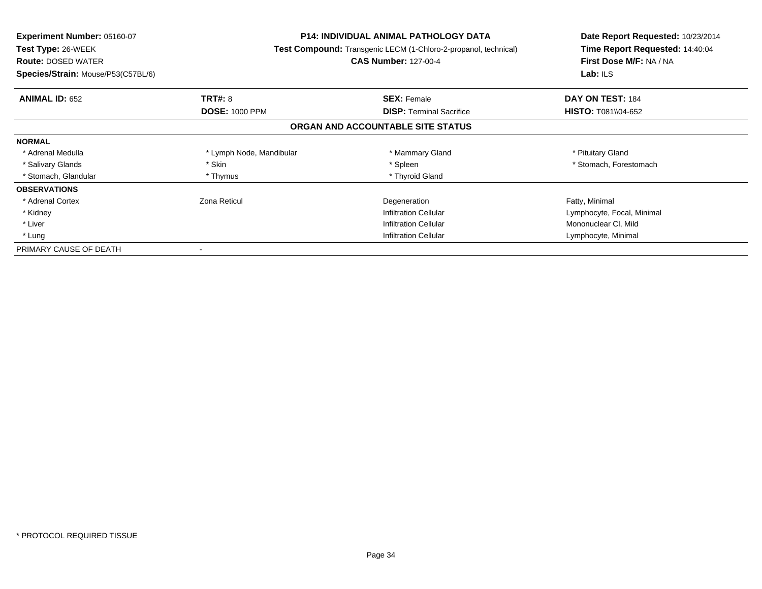**Experiment Number:** 05160-07
**Test Type:** 26-WEEK
**Route:** DOSED WATER
**Species/Strain:** Mouse/P53(C57BL/6)

**P14: INDIVIDUAL ANIMAL PATHOLOGY DATA**
**Test Compound:** Transgenic LECM (1-Chloro-2-propanol, technical)
**CAS Number:** 127-00-4

**Date Report Requested:** 10/23/2014
**Time Report Requested:** 14:40:04
**First Dose M/F:** NA / NA
**Lab:** ILS

| | | | |
|---|---|---|---|
| **ANIMAL ID:** 652 | **TRT#:** 8 | **SEX:** Female | **DAY ON TEST:** 184 |
| | **DOSE:** 1000 PPM | **DISP:** Terminal Sacrifice | **HISTO:** T081\\04-652 |

## ORGAN AND ACCOUNTABLE SITE STATUS

| | | | |
|---|---|---|---|
| **NORMAL** | | | |
| * Adrenal Medulla | * Lymph Node, Mandibular | * Mammary Gland | * Pituitary Gland |
| * Salivary Glands | * Skin | * Spleen | * Stomach, Forestomach |
| * Stomach, Glandular | * Thymus | * Thyroid Gland | |
| **OBSERVATIONS** | | | |
| * Adrenal Cortex | Zona Reticul | Degeneration | Fatty, Minimal |
| * Kidney | | Infiltration Cellular | Lymphocyte, Focal, Minimal |
| * Liver | | Infiltration Cellular | Mononuclear Cl, Mild |
| * Lung | | Infiltration Cellular | Lymphocyte, Minimal |
| PRIMARY CAUSE OF DEATH | - | | |

* PROTOCOL REQUIRED TISSUE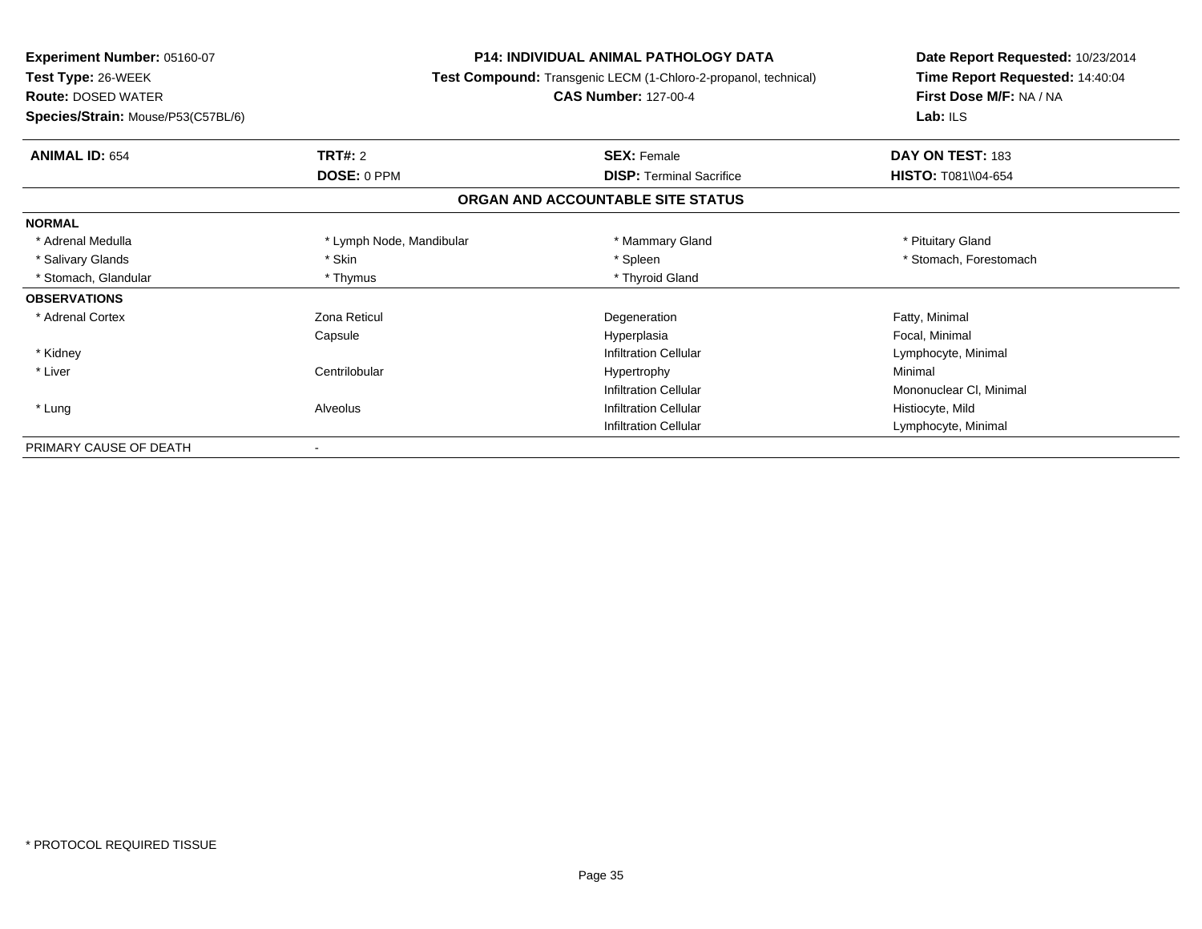**Experiment Number:** 05160-07
**Test Type:** 26-WEEK
**Route:** DOSED WATER
**Species/Strain:** Mouse/P53(C57BL/6)

**P14: INDIVIDUAL ANIMAL PATHOLOGY DATA**
**Test Compound:** Transgenic LECM (1-Chloro-2-propanol, technical)
**CAS Number:** 127-00-4

**Date Report Requested:** 10/23/2014
**Time Report Requested:** 14:40:04
**First Dose M/F:** NA / NA
**Lab:** ILS

| | | | |
|---|---|---|---|
| **ANIMAL ID:** 654 | **TRT#:** 2 | **SEX:** Female | **DAY ON TEST:** 183 |
| | **DOSE:** 0 PPM | **DISP:** Terminal Sacrifice | **HISTO:** T081\\04-654 |

## ORGAN AND ACCOUNTABLE SITE STATUS

| | | | |
|---|---|---|---|
| **NORMAL** | | | |
| * Adrenal Medulla | * Lymph Node, Mandibular | * Mammary Gland | * Pituitary Gland |
| * Salivary Glands | * Skin | * Spleen | * Stomach, Forestomach |
| * Stomach, Glandular | * Thymus | * Thyroid Gland | |
| **OBSERVATIONS** | | | |
| * Adrenal Cortex | Zona Reticul | Degeneration | Fatty, Minimal |
| | Capsule | Hyperplasia | Focal, Minimal |
| * Kidney | | Infiltration Cellular | Lymphocyte, Minimal |
| * Liver | Centrilobular | Hypertrophy | Minimal |
| | | Infiltration Cellular | Mononuclear Cl, Minimal |
| * Lung | Alveolus | Infiltration Cellular | Histiocyte, Mild |
| | | Infiltration Cellular | Lymphocyte, Minimal |
| PRIMARY CAUSE OF DEATH | - | | |

* PROTOCOL REQUIRED TISSUE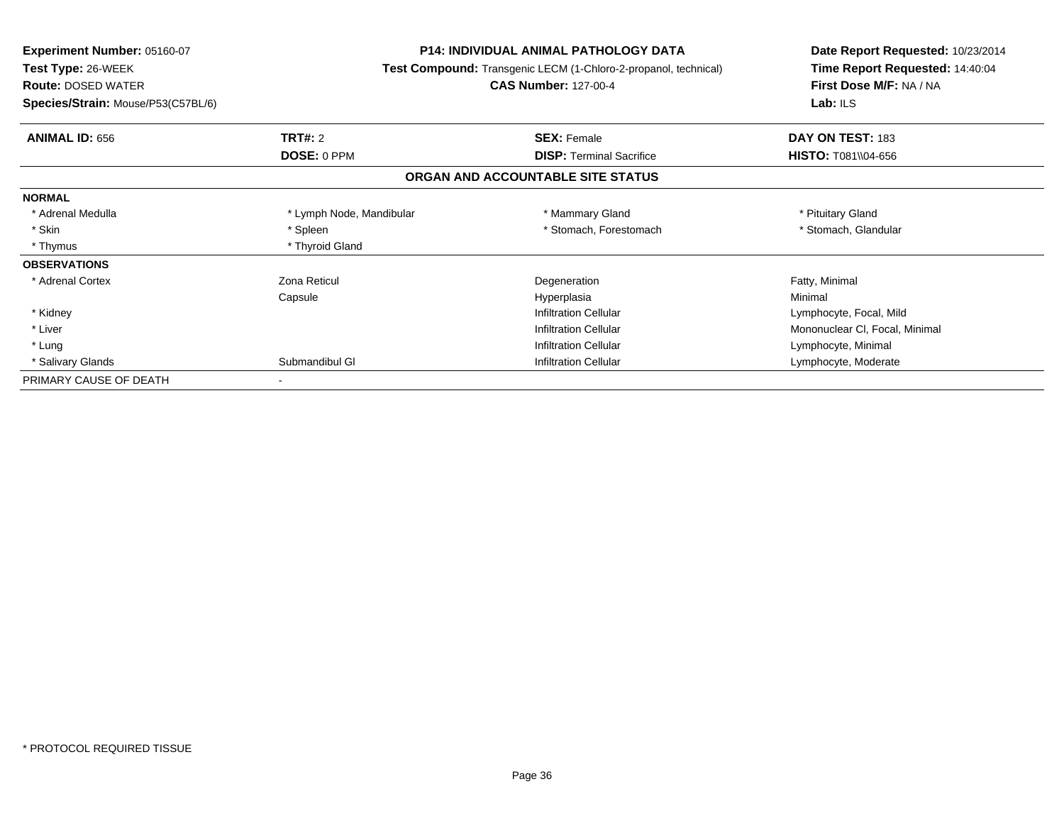**Experiment Number:** 05160-07
**Test Type:** 26-WEEK
**Route:** DOSED WATER
**Species/Strain:** Mouse/P53(C57BL/6)

**P14: INDIVIDUAL ANIMAL PATHOLOGY DATA**
**Test Compound:** Transgenic LECM (1-Chloro-2-propanol, technical)
**CAS Number:** 127-00-4

**Date Report Requested:** 10/23/2014
**Time Report Requested:** 14:40:04
**First Dose M/F:** NA / NA
**Lab:** ILS

| **ANIMAL ID:** 656 | **TRT#:** 2 | **SEX:** Female | **DAY ON TEST:** 183 |
|---|---|---|---|
| | **DOSE:** 0 PPM | **DISP:** Terminal Sacrifice | **HISTO:** T081\\04-656 |

## ORGAN AND ACCOUNTABLE SITE STATUS

| | | | |
|---|---|---|---|
| **NORMAL** | | | |
| * Adrenal Medulla | * Lymph Node, Mandibular | * Mammary Gland | * Pituitary Gland |
| * Skin | * Spleen | * Stomach, Forestomach | * Stomach, Glandular |
| * Thymus | * Thyroid Gland | | |
| **OBSERVATIONS** | | | |
| * Adrenal Cortex | Zona Reticul | Degeneration | Fatty, Minimal |
| | Capsule | Hyperplasia | Minimal |
| * Kidney | | Infiltration Cellular | Lymphocyte, Focal, Mild |
| * Liver | | Infiltration Cellular | Mononuclear Cl, Focal, Minimal |
| * Lung | | Infiltration Cellular | Lymphocyte, Minimal |
| * Salivary Glands | Submandibul Gl | Infiltration Cellular | Lymphocyte, Moderate |
| PRIMARY CAUSE OF DEATH | - | | |

* PROTOCOL REQUIRED TISSUE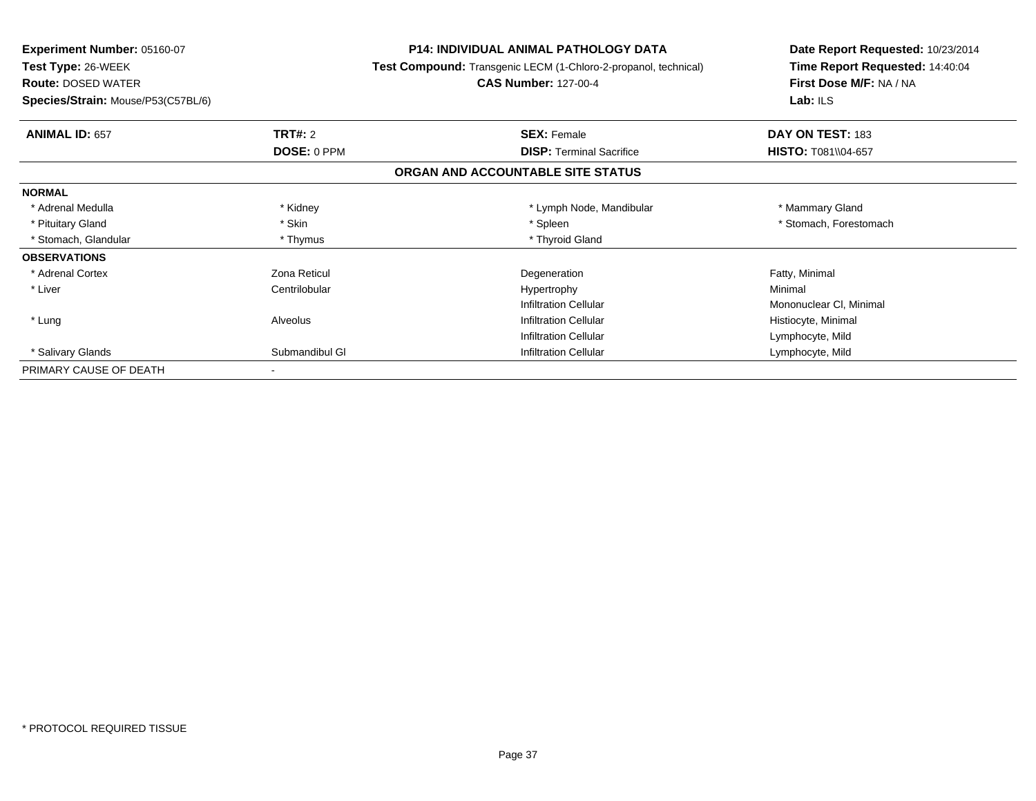**Experiment Number:** 05160-07
**Test Type:** 26-WEEK
**Route:** DOSED WATER
**Species/Strain:** Mouse/P53(C57BL/6)

**P14: INDIVIDUAL ANIMAL PATHOLOGY DATA**
**Test Compound:** Transgenic LECM (1-Chloro-2-propanol, technical)
**CAS Number:** 127-00-4

**Date Report Requested:** 10/23/2014
**Time Report Requested:** 14:40:04
**First Dose M/F:** NA / NA
**Lab:** ILS

| | | | |
|---|---|---|---|
| **ANIMAL ID:** 657 | **TRT#:** 2 | **SEX:** Female | **DAY ON TEST:** 183 |
| | **DOSE:** 0 PPM | **DISP:** Terminal Sacrifice | **HISTO:** T081\\04-657 |

## ORGAN AND ACCOUNTABLE SITE STATUS

| | | | |
|---|---|---|---|
| **NORMAL** | | | |
| * Adrenal Medulla | * Kidney | * Lymph Node, Mandibular | * Mammary Gland |
| * Pituitary Gland | * Skin | * Spleen | * Stomach, Forestomach |
| * Stomach, Glandular | * Thymus | * Thyroid Gland | |
| **OBSERVATIONS** | | | |
| * Adrenal Cortex | Zona Reticul | Degeneration | Fatty, Minimal |
| * Liver | Centrilobular | Hypertrophy | Minimal |
| | | Infiltration Cellular | Mononuclear Cl, Minimal |
| * Lung | Alveolus | Infiltration Cellular | Histiocyte, Minimal |
| | | Infiltration Cellular | Lymphocyte, Mild |
| * Salivary Glands | Submandibul Gl | Infiltration Cellular | Lymphocyte, Mild |
| PRIMARY CAUSE OF DEATH | - | | |

* PROTOCOL REQUIRED TISSUE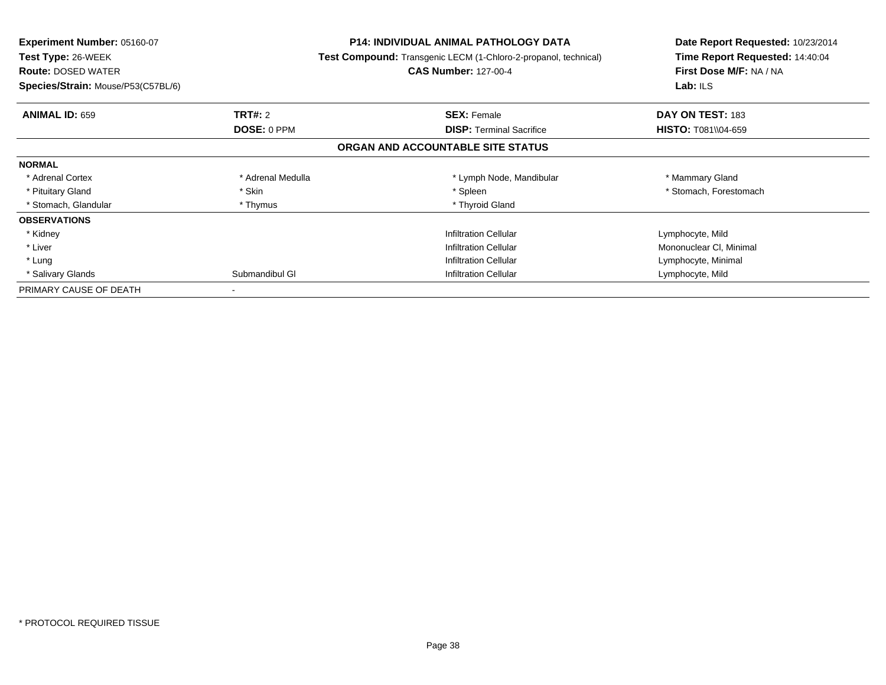**Experiment Number:** 05160-07
**Test Type:** 26-WEEK
**Route:** DOSED WATER
**Species/Strain:** Mouse/P53(C57BL/6)

**P14: INDIVIDUAL ANIMAL PATHOLOGY DATA**
**Test Compound:** Transgenic LECM (1-Chloro-2-propanol, technical)
**CAS Number:** 127-00-4

**Date Report Requested:** 10/23/2014
**Time Report Requested:** 14:40:04
**First Dose M/F:** NA / NA
**Lab:** ILS

| | | | |
|---|---|---|---|
| **ANIMAL ID:** 659 | **TRT#:** 2 | **SEX:** Female | **DAY ON TEST:** 183 |
| | **DOSE:** 0 PPM | **DISP:** Terminal Sacrifice | **HISTO:** T081\\04-659 |

**ORGAN AND ACCOUNTABLE SITE STATUS**

| | | | |
|---|---|---|---|
| **NORMAL** | | | |
| * Adrenal Cortex | * Adrenal Medulla | * Lymph Node, Mandibular | * Mammary Gland |
| * Pituitary Gland | * Skin | * Spleen | * Stomach, Forestomach |
| * Stomach, Glandular | * Thymus | * Thyroid Gland | |
| **OBSERVATIONS** | | | |
| * Kidney | | Infiltration Cellular | Lymphocyte, Mild |
| * Liver | | Infiltration Cellular | Mononuclear Cl, Minimal |
| * Lung | | Infiltration Cellular | Lymphocyte, Minimal |
| * Salivary Glands | Submandibul Gl | Infiltration Cellular | Lymphocyte, Mild |
| PRIMARY CAUSE OF DEATH | - | | |

* PROTOCOL REQUIRED TISSUE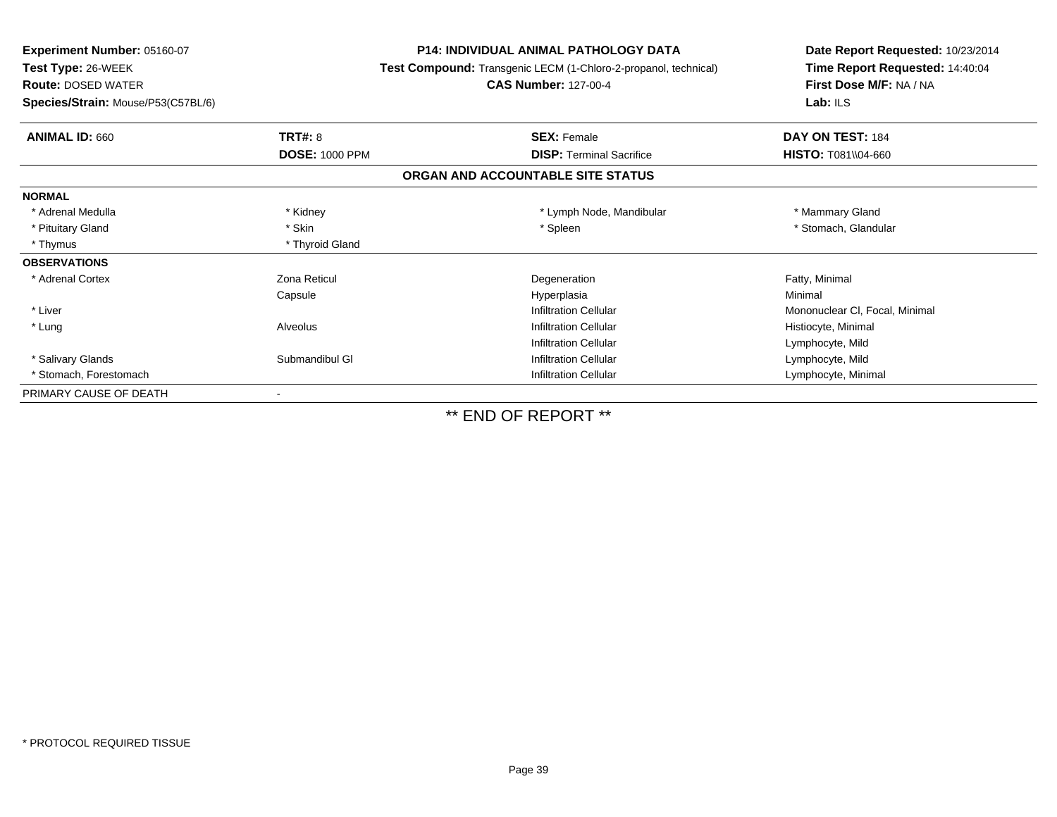**Experiment Number:** 05160-07
**Test Type:** 26-WEEK
**Route:** DOSED WATER
**Species/Strain:** Mouse/P53(C57BL/6)

**P14: INDIVIDUAL ANIMAL PATHOLOGY DATA**
**Test Compound:** Transgenic LECM (1-Chloro-2-propanol, technical)
**CAS Number:** 127-00-4

**Date Report Requested:** 10/23/2014
**Time Report Requested:** 14:40:04
**First Dose M/F:** NA / NA
**Lab:** ILS

| **ANIMAL ID:** 660 | **TRT#:** 8 | **SEX:** Female | **DAY ON TEST:** 184 |
|---|---|---|---|
| | **DOSE:** 1000 PPM | **DISP:** Terminal Sacrifice | **HISTO:** T081\\04-660 |

**ORGAN AND ACCOUNTABLE SITE STATUS**

**NORMAL**

| | | | |
|---|---|---|---|
| * Adrenal Medulla | * Kidney | * Lymph Node, Mandibular | * Mammary Gland |
| * Pituitary Gland | * Skin | * Spleen | * Stomach, Glandular |
| * Thymus | * Thyroid Gland | | |

**OBSERVATIONS**

| | | | |
|---|---|---|---|
| * Adrenal Cortex | Zona Reticul | Degeneration | Fatty, Minimal |
| | Capsule | Hyperplasia | Minimal |
| * Liver | | Infiltration Cellular | Mononuclear Cl, Focal, Minimal |
| * Lung | Alveolus | Infiltration Cellular | Histiocyte, Minimal |
| | | Infiltration Cellular | Lymphocyte, Mild |
| * Salivary Glands | Submandibul Gl | Infiltration Cellular | Lymphocyte, Mild |
| * Stomach, Forestomach | | Infiltration Cellular | Lymphocyte, Minimal |

PRIMARY CAUSE OF DEATH -

** END OF REPORT **

* PROTOCOL REQUIRED TISSUE